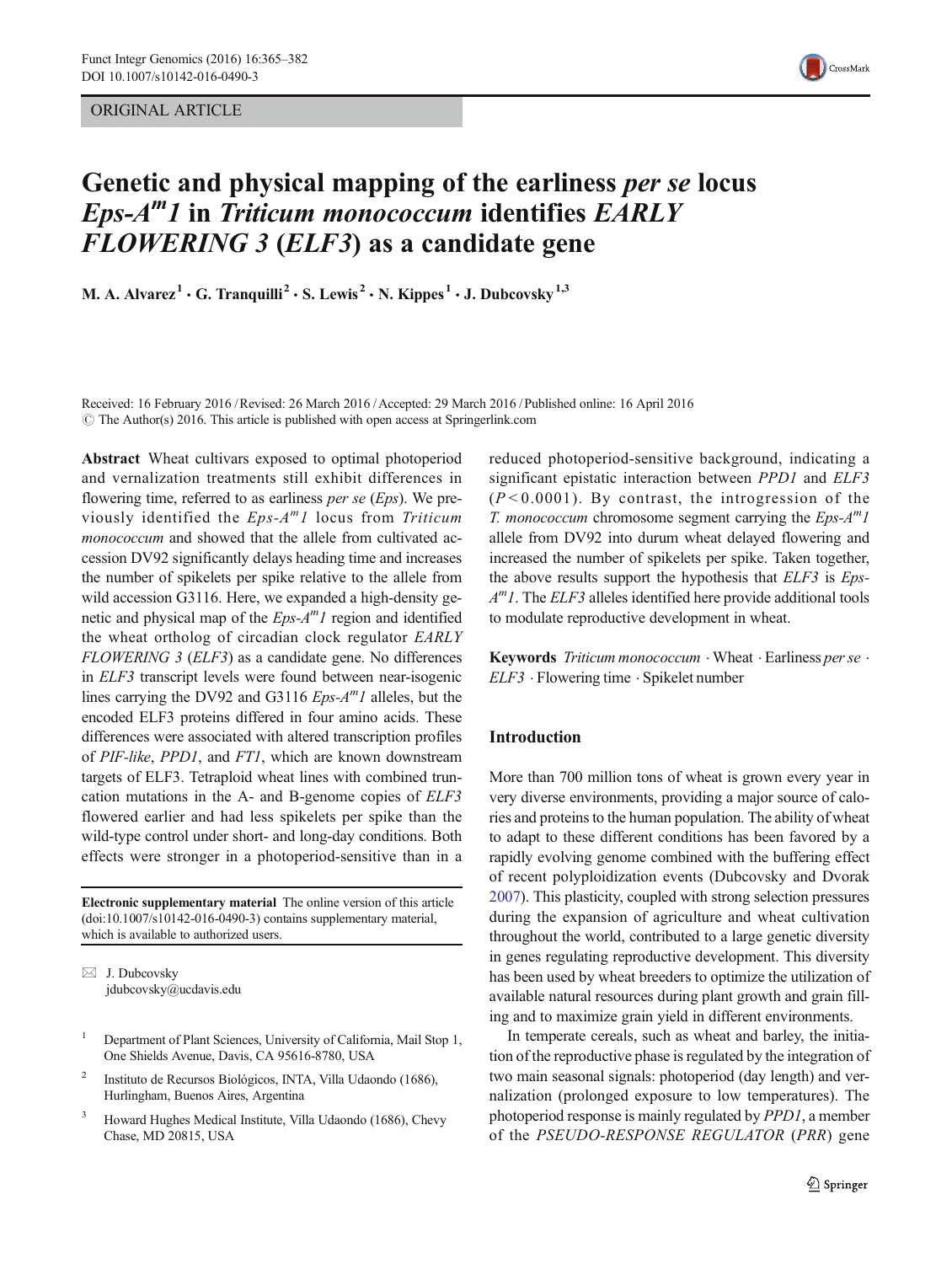ORIGINAL ARTICLE

# Genetic and physical mapping of the earliness *per se* locus *Eps-A^m1* in *Triticum monococcum* identifies *EARLY FLOWERING 3* (*ELF3*) as a candidate gene

M. A. Alvarez[1] · G. Tranquilli[2] · S. Lewis[2] · N. Kippes[1] · J. Dubcovsky[1,3]

Received: 16 February 2016 / Revised: 26 March 2016 / Accepted: 29 March 2016 / Published online: 16 April 2016
© The Author(s) 2016. This article is published with open access at Springerlink.com

**Abstract** Wheat cultivars exposed to optimal photoperiod and vernalization treatments still exhibit differences in flowering time, referred to as earliness *per se* (*Eps*). We previously identified the *Eps-A^m1* locus from *Triticum monococcum* and showed that the allele from cultivated accession DV92 significantly delays heading time and increases the number of spikelets per spike relative to the allele from wild accession G3116. Here, we expanded a high-density genetic and physical map of the *Eps-A^m1* region and identified the wheat ortholog of circadian clock regulator *EARLY FLOWERING 3* (*ELF3*) as a candidate gene. No differences in *ELF3* transcript levels were found between near-isogenic lines carrying the DV92 and G3116 *Eps-A^m1* alleles, but the encoded ELF3 proteins differed in four amino acids. These differences were associated with altered transcription profiles of *PIF-like*, *PPD1*, and *FT1*, which are known downstream targets of ELF3. Tetraploid wheat lines with combined truncation mutations in the A- and B-genome copies of *ELF3* flowered earlier and had less spikelets per spike than the wild-type control under short- and long-day conditions. Both effects were stronger in a photoperiod-sensitive than in a reduced photoperiod-sensitive background, indicating a significant epistatic interaction between *PPD1* and *ELF3* ($P < 0.0001$). By contrast, the introgression of the *T. monococcum* chromosome segment carrying the *Eps-A^m1* allele from DV92 into durum wheat delayed flowering and increased the number of spikelets per spike. Taken together, the above results support the hypothesis that *ELF3* is *Eps-A^m1*. The *ELF3* alleles identified here provide additional tools to modulate reproductive development in wheat.

**Keywords** *Triticum monococcum* · Wheat · Earliness *per se* · *ELF3* · Flowering time · Spikelet number

**Electronic supplementary material** The online version of this article (doi:10.1007/s10142-016-0490-3) contains supplementary material, which is available to authorized users.

✉ J. Dubcovsky
jdubcovsky@ucdavis.edu

[1] Department of Plant Sciences, University of California, Mail Stop 1, One Shields Avenue, Davis, CA 95616-8780, USA

[2] Instituto de Recursos Biológicos, INTA, Villa Udaondo (1686), Hurlingham, Buenos Aires, Argentina

[3] Howard Hughes Medical Institute, Villa Udaondo (1686), Chevy Chase, MD 20815, USA

## Introduction

More than 700 million tons of wheat is grown every year in very diverse environments, providing a major source of calories and proteins to the human population. The ability of wheat to adapt to these different conditions has been favored by a rapidly evolving genome combined with the buffering effect of recent polyploidization events (Dubcovsky and Dvorak 2007). This plasticity, coupled with strong selection pressures during the expansion of agriculture and wheat cultivation throughout the world, contributed to a large genetic diversity in genes regulating reproductive development. This diversity has been used by wheat breeders to optimize the utilization of available natural resources during plant growth and grain filling and to maximize grain yield in different environments.

In temperate cereals, such as wheat and barley, the initiation of the reproductive phase is regulated by the integration of two main seasonal signals: photoperiod (day length) and vernalization (prolonged exposure to low temperatures). The photoperiod response is mainly regulated by *PPD1*, a member of the *PSEUDO-RESPONSE REGULATOR* (*PRR*) gene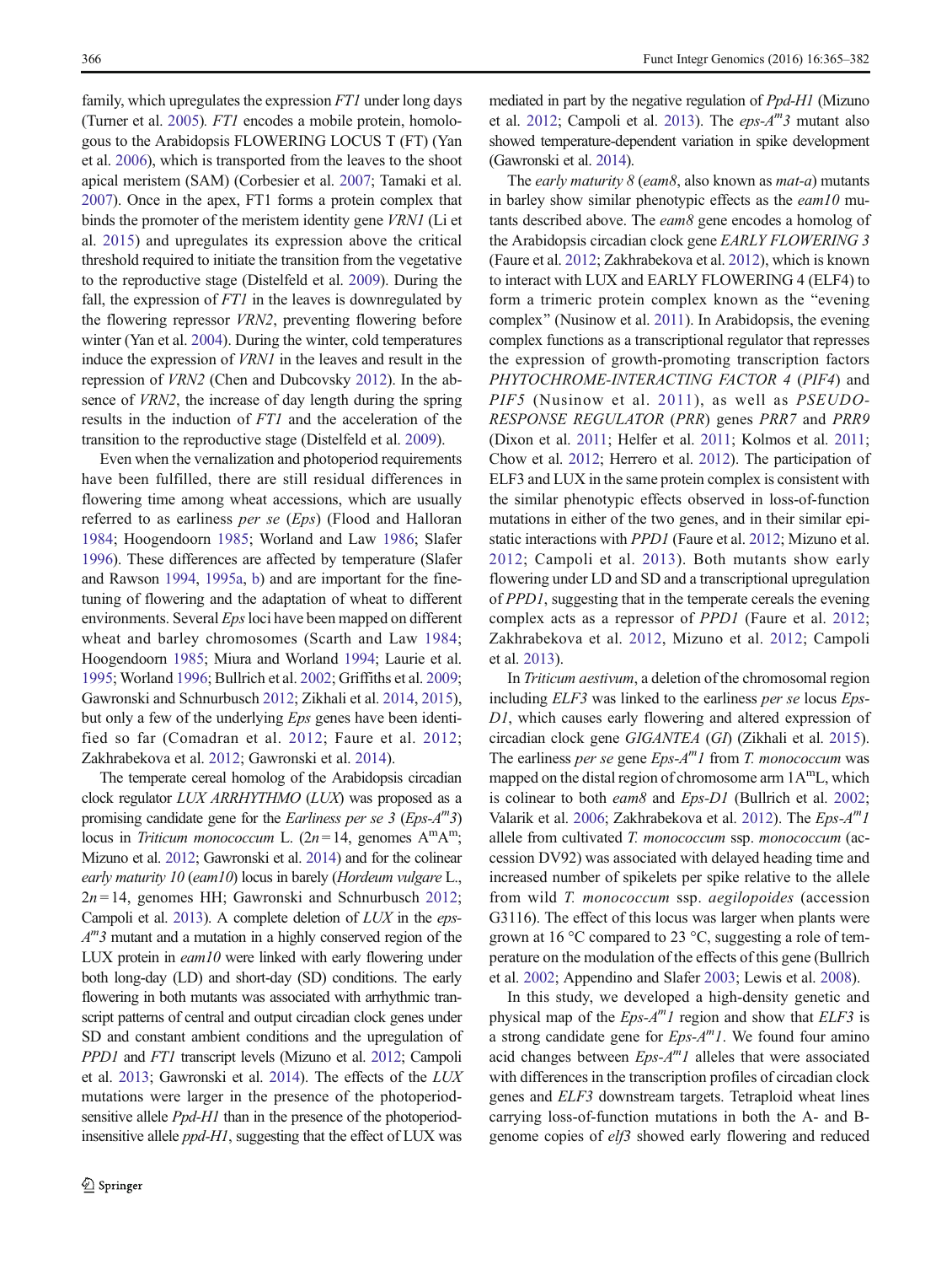family, which upregulates the expression *FT1* under long days (Turner et al. 2005). *FT1* encodes a mobile protein, homologous to the Arabidopsis FLOWERING LOCUS T (FT) (Yan et al. 2006), which is transported from the leaves to the shoot apical meristem (SAM) (Corbesier et al. 2007; Tamaki et al. 2007). Once in the apex, FT1 forms a protein complex that binds the promoter of the meristem identity gene *VRN1* (Li et al. 2015) and upregulates its expression above the critical threshold required to initiate the transition from the vegetative to the reproductive stage (Distelfeld et al. 2009). During the fall, the expression of *FT1* in the leaves is downregulated by the flowering repressor *VRN2*, preventing flowering before winter (Yan et al. 2004). During the winter, cold temperatures induce the expression of *VRN1* in the leaves and result in the repression of *VRN2* (Chen and Dubcovsky 2012). In the absence of *VRN2*, the increase of day length during the spring results in the induction of *FT1* and the acceleration of the transition to the reproductive stage (Distelfeld et al. 2009).

Even when the vernalization and photoperiod requirements have been fulfilled, there are still residual differences in flowering time among wheat accessions, which are usually referred to as earliness *per se* (*Eps*) (Flood and Halloran 1984; Hoogendoorn 1985; Worland and Law 1986; Slafer 1996). These differences are affected by temperature (Slafer and Rawson 1994, 1995a, b) and are important for the fine-tuning of flowering and the adaptation of wheat to different environments. Several *Eps* loci have been mapped on different wheat and barley chromosomes (Scarth and Law 1984; Hoogendoorn 1985; Miura and Worland 1994; Laurie et al. 1995; Worland 1996; Bullrich et al. 2002; Griffiths et al. 2009; Gawronski and Schnurbusch 2012; Zikhali et al. 2014, 2015), but only a few of the underlying *Eps* genes have been identified so far (Comadran et al. 2012; Faure et al. 2012; Zakhrabekova et al. 2012; Gawronski et al. 2014).

The temperate cereal homolog of the Arabidopsis circadian clock regulator *LUX ARRHYTHMO* (*LUX*) was proposed as a promising candidate gene for the *Earliness per se 3* (*Eps-A$^m$3*) locus in *Triticum monococcum* L. ($2n=14$, genomes A$^m$A$^m$; Mizuno et al. 2012; Gawronski et al. 2014) and for the colinear *early maturity 10* (*eam10*) locus in barley (*Hordeum vulgare* L., $2n=14$, genomes HH; Gawronski and Schnurbusch 2012; Campoli et al. 2013). A complete deletion of *LUX* in the *eps-A$^m$3* mutant and a mutation in a highly conserved region of the LUX protein in *eam10* were linked with early flowering under both long-day (LD) and short-day (SD) conditions. The early flowering in both mutants was associated with arrhythmic transcript patterns of central and output circadian clock genes under SD and constant ambient conditions and the upregulation of *PPD1* and *FT1* transcript levels (Mizuno et al. 2012; Campoli et al. 2013; Gawronski et al. 2014). The effects of the *LUX* mutations were larger in the presence of the photoperiod-sensitive allele *Ppd-H1* than in the presence of the photoperiod-insensitive allele *ppd-H1*, suggesting that the effect of LUX was mediated in part by the negative regulation of *Ppd-H1* (Mizuno et al. 2012; Campoli et al. 2013). The *eps-A$^m$3* mutant also showed temperature-dependent variation in spike development (Gawronski et al. 2014).

The *early maturity 8* (*eam8*, also known as *mat-a*) mutants in barley show similar phenotypic effects as the *eam10* mutants described above. The *eam8* gene encodes a homolog of the Arabidopsis circadian clock gene *EARLY FLOWERING 3* (Faure et al. 2012; Zakhrabekova et al. 2012), which is known to interact with LUX and EARLY FLOWERING 4 (ELF4) to form a trimeric protein complex known as the "evening complex" (Nusinow et al. 2011). In Arabidopsis, the evening complex functions as a transcriptional regulator that represses the expression of growth-promoting transcription factors *PHYTOCHROME-INTERACTING FACTOR 4* (*PIF4*) and *PIF5* (Nusinow et al. 2011), as well as *PSEUDO-RESPONSE REGULATOR* (*PRR*) genes *PRR7* and *PRR9* (Dixon et al. 2011; Helfer et al. 2011; Kolmos et al. 2011; Chow et al. 2012; Herrero et al. 2012). The participation of ELF3 and LUX in the same protein complex is consistent with the similar phenotypic effects observed in loss-of-function mutations in either of the two genes, and in their similar epistatic interactions with *PPD1* (Faure et al. 2012; Mizuno et al. 2012; Campoli et al. 2013). Both mutants show early flowering under LD and SD and a transcriptional upregulation of *PPD1*, suggesting that in the temperate cereals the evening complex acts as a repressor of *PPD1* (Faure et al. 2012; Zakhrabekova et al. 2012, Mizuno et al. 2012; Campoli et al. 2013).

In *Triticum aestivum*, a deletion of the chromosomal region including *ELF3* was linked to the earliness *per se* locus *Eps-D1*, which causes early flowering and altered expression of circadian clock gene *GIGANTEA* (*GI*) (Zikhali et al. 2015). The earliness *per se* gene *Eps-A$^m$1* from *T. monococcum* was mapped on the distal region of chromosome arm 1A$^m$L, which is colinear to both *eam8* and *Eps-D1* (Bullrich et al. 2002; Valarik et al. 2006; Zakhrabekova et al. 2012). The *Eps-A$^m$1* allele from cultivated *T. monococcum* ssp. *monococcum* (accession DV92) was associated with delayed heading time and increased number of spikelets per spike relative to the allele from wild *T. monococcum* ssp. *aegilopoides* (accession G3116). The effect of this locus was larger when plants were grown at 16 °C compared to 23 °C, suggesting a role of temperature on the modulation of the effects of this gene (Bullrich et al. 2002; Appendino and Slafer 2003; Lewis et al. 2008).

In this study, we developed a high-density genetic and physical map of the *Eps-A$^m$1* region and show that *ELF3* is a strong candidate gene for *Eps-A$^m$1*. We found four amino acid changes between *Eps-A$^m$1* alleles that were associated with differences in the transcription profiles of circadian clock genes and *ELF3* downstream targets. Tetraploid wheat lines carrying loss-of-function mutations in both the A- and B-genome copies of *elf3* showed early flowering and reduced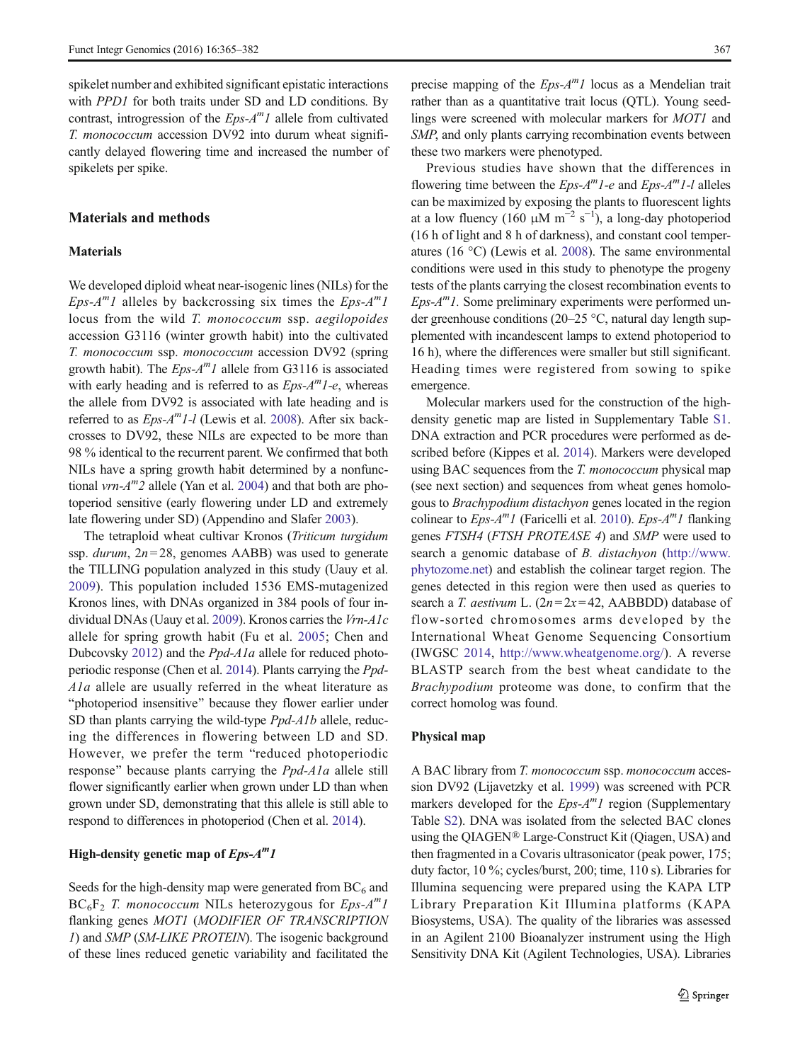spikelet number and exhibited significant epistatic interactions with *PPD1* for both traits under SD and LD conditions. By contrast, introgression of the *Eps-A$^m$1* allele from cultivated *T. monococcum* accession DV92 into durum wheat significantly delayed flowering time and increased the number of spikelets per spike.

## Materials and methods

### Materials

We developed diploid wheat near-isogenic lines (NILs) for the *Eps-A$^m$1* alleles by backcrossing six times the *Eps-A$^m$1* locus from the wild *T. monococcum* ssp. *aegilopoides* accession G3116 (winter growth habit) into the cultivated *T. monococcum* ssp. *monococcum* accession DV92 (spring growth habit). The *Eps-A$^m$1* allele from G3116 is associated with early heading and is referred to as *Eps-A$^m$1-e*, whereas the allele from DV92 is associated with late heading and is referred to as *Eps-A$^m$1-l* (Lewis et al. 2008). After six backcrosses to DV92, these NILs are expected to be more than 98 % identical to the recurrent parent. We confirmed that both NILs have a spring growth habit determined by a nonfunctional *vrn-A$^m$2* allele (Yan et al. 2004) and that both are photoperiod sensitive (early flowering under LD and extremely late flowering under SD) (Appendino and Slafer 2003).

The tetraploid wheat cultivar Kronos (*Triticum turgidum* ssp. *durum*, $2n = 28$, genomes AABB) was used to generate the TILLING population analyzed in this study (Uauy et al. 2009). This population included 1536 EMS-mutagenized Kronos lines, with DNAs organized in 384 pools of four individual DNAs (Uauy et al. 2009). Kronos carries the *Vrn-A1c* allele for spring growth habit (Fu et al. 2005; Chen and Dubcovsky 2012) and the *Ppd-A1a* allele for reduced photoperiodic response (Chen et al. 2014). Plants carrying the *Ppd-A1a* allele are usually referred in the wheat literature as "photoperiod insensitive" because they flower earlier under SD than plants carrying the wild-type *Ppd-A1b* allele, reducing the differences in flowering between LD and SD. However, we prefer the term "reduced photoperiodic response" because plants carrying the *Ppd-A1a* allele still flower significantly earlier when grown under LD than when grown under SD, demonstrating that this allele is still able to respond to differences in photoperiod (Chen et al. 2014).

### High-density genetic map of *Eps-A$^m$1*

Seeds for the high-density map were generated from $BC_6$ and $BC_6F_2$ *T. monococcum* NILs heterozygous for *Eps-A$^m$1* flanking genes *MOT1* (*MODIFIER OF TRANSCRIPTION 1*) and *SMP* (*SM-LIKE PROTEIN*). The isogenic background of these lines reduced genetic variability and facilitated the precise mapping of the *Eps-A$^m$1* locus as a Mendelian trait rather than as a quantitative trait locus (QTL). Young seedlings were screened with molecular markers for *MOT1* and *SMP*, and only plants carrying recombination events between these two markers were phenotyped.

Previous studies have shown that the differences in flowering time between the *Eps-A$^m$1-e* and *Eps-A$^m$1-l* alleles can be maximized by exposing the plants to fluorescent lights at a low fluency (160 μM $m^{-2}$ $s^{-1}$), a long-day photoperiod (16 h of light and 8 h of darkness), and constant cool temperatures (16 °C) (Lewis et al. 2008). The same environmental conditions were used in this study to phenotype the progeny tests of the plants carrying the closest recombination events to *Eps-A$^m$1*. Some preliminary experiments were performed under greenhouse conditions (20–25 °C, natural day length supplemented with incandescent lamps to extend photoperiod to 16 h), where the differences were smaller but still significant. Heading times were registered from sowing to spike emergence.

Molecular markers used for the construction of the high-density genetic map are listed in Supplementary Table S1. DNA extraction and PCR procedures were performed as described before (Kippes et al. 2014). Markers were developed using BAC sequences from the *T. monococcum* physical map (see next section) and sequences from wheat genes homologous to *Brachypodium distachyon* genes located in the region colinear to *Eps-A$^m$1* (Faricelli et al. 2010). *Eps-A$^m$1* flanking genes *FTSH4* (*FTSH PROTEASE 4*) and *SMP* were used to search a genomic database of *B. distachyon* (http://www.phytozome.net) and establish the colinear target region. The genes detected in this region were then used as queries to search a *T. aestivum* L. ($2n = 2x = 42$, AABBDD) database of flow-sorted chromosomes arms developed by the International Wheat Genome Sequencing Consortium (IWGSC 2014, http://www.wheatgenome.org/). A reverse BLASTP search from the best wheat candidate to the *Brachypodium* proteome was done, to confirm that the correct homolog was found.

### Physical map

A BAC library from *T. monococcum* ssp. *monococcum* accession DV92 (Lijavetzky et al. 1999) was screened with PCR markers developed for the *Eps-A$^m$1* region (Supplementary Table S2). DNA was isolated from the selected BAC clones using the QIAGEN® Large-Construct Kit (Qiagen, USA) and then fragmented in a Covaris ultrasonicator (peak power, 175; duty factor, 10 %; cycles/burst, 200; time, 110 s). Libraries for Illumina sequencing were prepared using the KAPA LTP Library Preparation Kit Illumina platforms (KAPA Biosystems, USA). The quality of the libraries was assessed in an Agilent 2100 Bioanalyzer instrument using the High Sensitivity DNA Kit (Agilent Technologies, USA). Libraries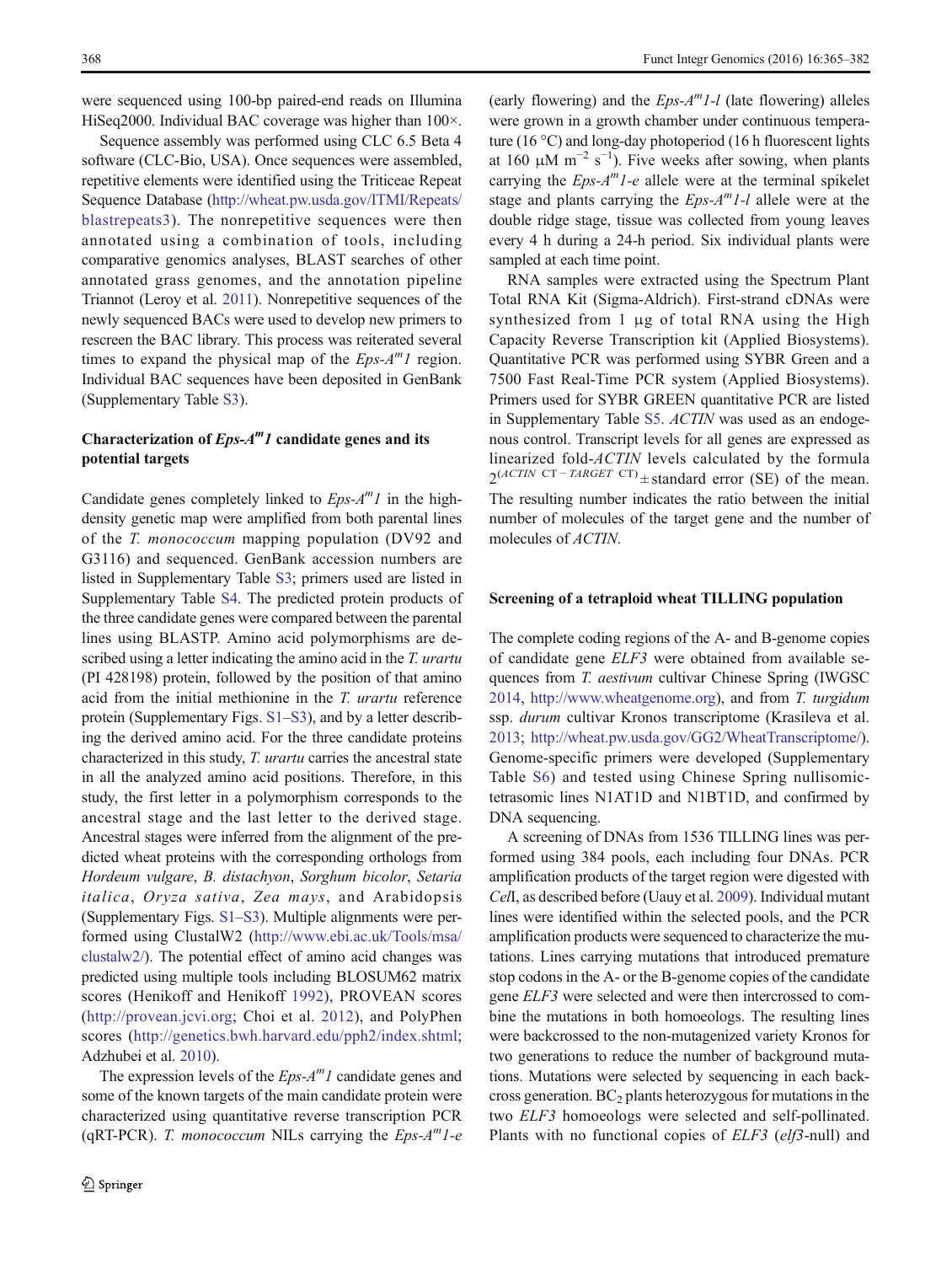were sequenced using 100-bp paired-end reads on Illumina HiSeq2000. Individual BAC coverage was higher than 100×.

Sequence assembly was performed using CLC 6.5 Beta 4 software (CLC-Bio, USA). Once sequences were assembled, repetitive elements were identified using the Triticeae Repeat Sequence Database (http://wheat.pw.usda.gov/ITMI/Repeats/blastrepeats3). The nonrepetitive sequences were then annotated using a combination of tools, including comparative genomics analyses, BLAST searches of other annotated grass genomes, and the annotation pipeline Triannot (Leroy et al. 2011). Nonrepetitive sequences of the newly sequenced BACs were used to develop new primers to rescreen the BAC library. This process was reiterated several times to expand the physical map of the *Eps-A$^m$1* region. Individual BAC sequences have been deposited in GenBank (Supplementary Table S3).

### Characterization of *Eps-A$^m$1* candidate genes and its potential targets

Candidate genes completely linked to *Eps-A$^m$1* in the high-density genetic map were amplified from both parental lines of the *T. monococcum* mapping population (DV92 and G3116) and sequenced. GenBank accession numbers are listed in Supplementary Table S3; primers used are listed in Supplementary Table S4. The predicted protein products of the three candidate genes were compared between the parental lines using BLASTP. Amino acid polymorphisms are described using a letter indicating the amino acid in the *T. urartu* (PI 428198) protein, followed by the position of that amino acid from the initial methionine in the *T. urartu* reference protein (Supplementary Figs. S1–S3), and by a letter describing the derived amino acid. For the three candidate proteins characterized in this study, *T. urartu* carries the ancestral state in all the analyzed amino acid positions. Therefore, in this study, the first letter in a polymorphism corresponds to the ancestral stage and the last letter to the derived stage. Ancestral stages were inferred from the alignment of the predicted wheat proteins with the corresponding orthologs from *Hordeum vulgare*, *B. distachyon*, *Sorghum bicolor*, *Setaria italica*, *Oryza sativa*, *Zea mays*, and Arabidopsis (Supplementary Figs. S1–S3). Multiple alignments were performed using ClustalW2 (http://www.ebi.ac.uk/Tools/msa/clustalw2/). The potential effect of amino acid changes was predicted using multiple tools including BLOSUM62 matrix scores (Henikoff and Henikoff 1992), PROVEAN scores (http://provean.jcvi.org; Choi et al. 2012), and PolyPhen scores (http://genetics.bwh.harvard.edu/pph2/index.shtml; Adzhubei et al. 2010).

The expression levels of the *Eps-A$^m$1* candidate genes and some of the known targets of the main candidate protein were characterized using quantitative reverse transcription PCR (qRT-PCR). *T. monococcum* NILs carrying the *Eps-A$^m$1-e* (early flowering) and the *Eps-A$^m$1-l* (late flowering) alleles were grown in a growth chamber under continuous temperature (16 °C) and long-day photoperiod (16 h fluorescent lights at 160 μM m$^{-2}$ s$^{-1}$). Five weeks after sowing, when plants carrying the *Eps-A$^m$1-e* allele were at the terminal spikelet stage and plants carrying the *Eps-A$^m$1-l* allele were at the double ridge stage, tissue was collected from young leaves every 4 h during a 24-h period. Six individual plants were sampled at each time point.

RNA samples were extracted using the Spectrum Plant Total RNA Kit (Sigma-Aldrich). First-strand cDNAs were synthesized from 1 μg of total RNA using the High Capacity Reverse Transcription kit (Applied Biosystems). Quantitative PCR was performed using SYBR Green and a 7500 Fast Real-Time PCR system (Applied Biosystems). Primers used for SYBR GREEN quantitative PCR are listed in Supplementary Table S5. *ACTIN* was used as an endogenous control. Transcript levels for all genes are expressed as linearized fold-*ACTIN* levels calculated by the formula $2^{(ACTIN\ CT - TARGET\ CT)}$ ± standard error (SE) of the mean. The resulting number indicates the ratio between the initial number of molecules of the target gene and the number of molecules of *ACTIN*.

### Screening of a tetraploid wheat TILLING population

The complete coding regions of the A- and B-genome copies of candidate gene *ELF3* were obtained from available sequences from *T. aestivum* cultivar Chinese Spring (IWGSC 2014, http://www.wheatgenome.org), and from *T. turgidum* ssp. *durum* cultivar Kronos transcriptome (Krasileva et al. 2013; http://wheat.pw.usda.gov/GG2/WheatTranscriptome/). Genome-specific primers were developed (Supplementary Table S6) and tested using Chinese Spring nullisomic-tetrasomic lines N1AT1D and N1BT1D, and confirmed by DNA sequencing.

A screening of DNAs from 1536 TILLING lines was performed using 384 pools, each including four DNAs. PCR amplification products of the target region were digested with *Cel*I, as described before (Uauy et al. 2009). Individual mutant lines were identified within the selected pools, and the PCR amplification products were sequenced to characterize the mutations. Lines carrying mutations that introduced premature stop codons in the A- or the B-genome copies of the candidate gene *ELF3* were selected and were then intercrossed to combine the mutations in both homoeologs. The resulting lines were backcrossed to the non-mutagenized variety Kronos for two generations to reduce the number of background mutations. Mutations were selected by sequencing in each backcross generation. $BC_2$ plants heterozygous for mutations in the two *ELF3* homoeologs were selected and self-pollinated. Plants with no functional copies of *ELF3* (*elf3*-null) and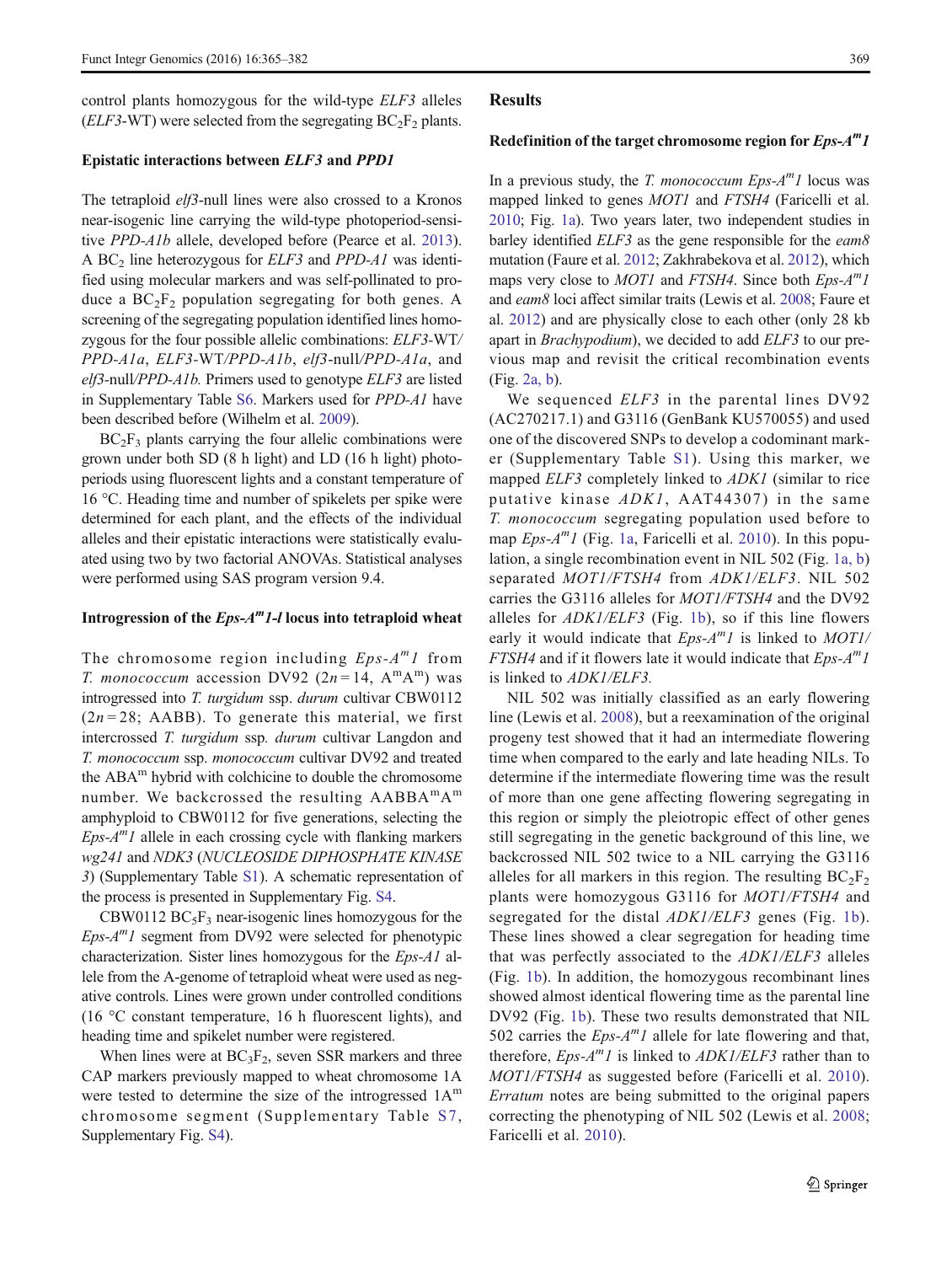control plants homozygous for the wild-type *ELF3* alleles (*ELF3*-WT) were selected from the segregating $BC_2F_2$ plants.

### Epistatic interactions between *ELF3* and *PPD1*

The tetraploid *elf3*-null lines were also crossed to a Kronos near-isogenic line carrying the wild-type photoperiod-sensitive *PPD-A1b* allele, developed before (Pearce et al. 2013). A $BC_2$ line heterozygous for *ELF3* and *PPD-A1* was identified using molecular markers and was self-pollinated to produce a $BC_2F_2$ population segregating for both genes. A screening of the segregating population identified lines homozygous for the four possible allelic combinations: *ELF3*-WT/*PPD-A1a*, *ELF3*-WT/*PPD-A1b*, *elf3*-null/*PPD-A1a*, and *elf3*-null/*PPD-A1b.* Primers used to genotype *ELF3* are listed in Supplementary Table S6. Markers used for *PPD-A1* have been described before (Wilhelm et al. 2009).

$BC_2F_3$ plants carrying the four allelic combinations were grown under both SD (8 h light) and LD (16 h light) photoperiods using fluorescent lights and a constant temperature of 16 °C. Heading time and number of spikelets per spike were determined for each plant, and the effects of the individual alleles and their epistatic interactions were statistically evaluated using two by two factorial ANOVAs. Statistical analyses were performed using SAS program version 9.4.

### Introgression of the *Eps-A$^m$1-l* locus into tetraploid wheat

The chromosome region including *Eps-A$^m$1* from *T. monococcum* accession DV92 ($2n = 14$, $A^mA^m$) was introgressed into *T. turgidum* ssp. *durum* cultivar CBW0112 ($2n = 28$; AABB). To generate this material, we first intercrossed *T. turgidum* ssp*. durum* cultivar Langdon and *T. monococcum* ssp. *monococcum* cultivar DV92 and treated the $ABA^m$ hybrid with colchicine to double the chromosome number. We backcrossed the resulting $AABBA^mA^m$ amphyploid to CBW0112 for five generations, selecting the *Eps-A$^m$1* allele in each crossing cycle with flanking markers *wg241* and *NDK3* (*NUCLEOSIDE DIPHOSPHATE KINASE 3*) (Supplementary Table S1). A schematic representation of the process is presented in Supplementary Fig. S4.

CBW0112 $BC_5F_3$ near-isogenic lines homozygous for the *Eps-A$^m$1* segment from DV92 were selected for phenotypic characterization. Sister lines homozygous for the *Eps-A1* allele from the A-genome of tetraploid wheat were used as negative controls. Lines were grown under controlled conditions (16 °C constant temperature, 16 h fluorescent lights), and heading time and spikelet number were registered.

When lines were at $BC_3F_2$, seven SSR markers and three CAP markers previously mapped to wheat chromosome 1A were tested to determine the size of the introgressed $1A^m$ chromosome segment (Supplementary Table S7, Supplementary Fig. S4).

## Results

### Redefinition of the target chromosome region for *Eps-A$^m$1*

In a previous study, the *T. monococcum Eps-A$^m$1* locus was mapped linked to genes *MOT1* and *FTSH4* (Faricelli et al. 2010; Fig. 1a). Two years later, two independent studies in barley identified *ELF3* as the gene responsible for the *eam8* mutation (Faure et al. 2012; Zakhrabekova et al. 2012), which maps very close to *MOT1* and *FTSH4*. Since both *Eps-A$^m$1* and *eam8* loci affect similar traits (Lewis et al. 2008; Faure et al. 2012) and are physically close to each other (only 28 kb apart in *Brachypodium*), we decided to add *ELF3* to our previous map and revisit the critical recombination events (Fig. 2a, b).

We sequenced *ELF3* in the parental lines DV92 (AC270217.1) and G3116 (GenBank KU570055) and used one of the discovered SNPs to develop a codominant marker (Supplementary Table S1). Using this marker, we mapped *ELF3* completely linked to *ADK1* (similar to rice putative kinase *ADK1*, AAT44307) in the same *T. monococcum* segregating population used before to map *Eps-A$^m$1* (Fig. 1a, Faricelli et al. 2010). In this population, a single recombination event in NIL 502 (Fig. 1a, b) separated *MOT1/FTSH4* from *ADK1/ELF3*. NIL 502 carries the G3116 alleles for *MOT1/FTSH4* and the DV92 alleles for *ADK1/ELF3* (Fig. 1b), so if this line flowers early it would indicate that *Eps-A$^m$1* is linked to *MOT1/FTSH4* and if it flowers late it would indicate that *Eps-A$^m$1* is linked to *ADK1/ELF3.*

NIL 502 was initially classified as an early flowering line (Lewis et al. 2008), but a reexamination of the original progeny test showed that it had an intermediate flowering time when compared to the early and late heading NILs. To determine if the intermediate flowering time was the result of more than one gene affecting flowering segregating in this region or simply the pleiotropic effect of other genes still segregating in the genetic background of this line, we backcrossed NIL 502 twice to a NIL carrying the G3116 alleles for all markers in this region. The resulting $BC_2F_2$ plants were homozygous G3116 for *MOT1/FTSH4* and segregated for the distal *ADK1/ELF3* genes (Fig. 1b). These lines showed a clear segregation for heading time that was perfectly associated to the *ADK1/ELF3* alleles (Fig. 1b). In addition, the homozygous recombinant lines showed almost identical flowering time as the parental line DV92 (Fig. 1b). These two results demonstrated that NIL 502 carries the *Eps-A$^m$1* allele for late flowering and that, therefore, *Eps-A$^m$1* is linked to *ADK1/ELF3* rather than to *MOT1/FTSH4* as suggested before (Faricelli et al. 2010). *Erratum* notes are being submitted to the original papers correcting the phenotyping of NIL 502 (Lewis et al. 2008; Faricelli et al. 2010).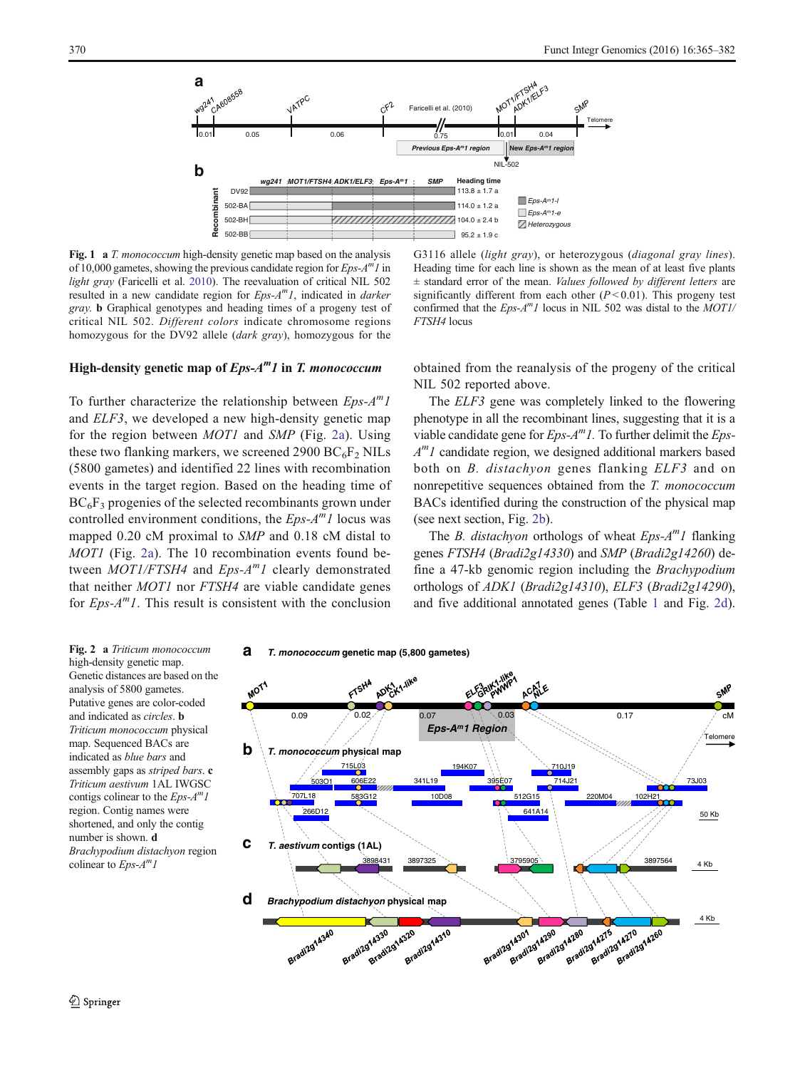**Fig. 1** **a** *T. monococcum* high-density genetic map based on the analysis of 10,000 gametes, showing the previous candidate region for *Eps-A$^m$1* in *light gray* (Faricelli et al. 2010). The reevaluation of critical NIL 502 resulted in a new candidate region for *Eps-A$^m$1*, indicated in *darker gray*. **b** Graphical genotypes and heading times of a progeny test of critical NIL 502. *Different colors* indicate chromosome regions homozygous for the DV92 allele (*dark gray*), homozygous for the G3116 allele (*light gray*), or heterozygous (*diagonal gray lines*). Heading time for each line is shown as the mean of at least five plants ± standard error of the mean. *Values followed by different letters* are significantly different from each other ($P < 0.01$). This progeny test confirmed that the *Eps-A$^m$1* locus in NIL 502 was distal to the *MOT1/FTSH4* locus

### High-density genetic map of *Eps-A$^m$1* in *T. monococcum*

To further characterize the relationship between *Eps-A$^m$1* and *ELF3*, we developed a new high-density genetic map for the region between *MOT1* and *SMP* (Fig. 2a). Using these two flanking markers, we screened 2900 $BC_6F_2$ NILs (5800 gametes) and identified 22 lines with recombination events in the target region. Based on the heading time of $BC_6F_3$ progenies of the selected recombinants grown under controlled environment conditions, the *Eps-A$^m$1* locus was mapped 0.20 cM proximal to *SMP* and 0.18 cM distal to *MOT1* (Fig. 2a). The 10 recombination events found between *MOT1/FTSH4* and *Eps-A$^m$1* clearly demonstrated that neither *MOT1* nor *FTSH4* are viable candidate genes for *Eps-A$^m$1*. This result is consistent with the conclusion obtained from the reanalysis of the progeny of the critical NIL 502 reported above.

The *ELF3* gene was completely linked to the flowering phenotype in all the recombinant lines, suggesting that it is a viable candidate gene for *Eps-A$^m$1*. To further delimit the *Eps-A$^m$1* candidate region, we designed additional markers based both on *B. distachyon* genes flanking *ELF3* and on nonrepetitive sequences obtained from the *T. monococcum* BACs identified during the construction of the physical map (see next section, Fig. 2b).

The *B. distachyon* orthologs of wheat *Eps-A$^m$1* flanking genes *FTSH4* (*Bradi2g14330*) and *SMP* (*Bradi2g14260*) define a 47-kb genomic region including the *Brachypodium* orthologs of *ADK1* (*Bradi2g14310*), *ELF3* (*Bradi2g14290*), and five additional annotated genes (Table 1 and Fig. 2d).

**Fig. 2** **a** *Triticum monococcum* high-density genetic map. Genetic distances are based on the analysis of 5800 gametes. Putative genes are color-coded and indicated as *circles*. **b** *Triticum monococcum* physical map. Sequenced BACs are indicated as *blue bars* and assembly gaps as *striped bars*. **c** *Triticum aestivum* 1AL IWGSC contigs colinear to the *Eps-A$^m$1* region. Contig names were shortened, and only the contig number is shown. **d** *Brachypodium distachyon* region colinear to *Eps-A$^m$1*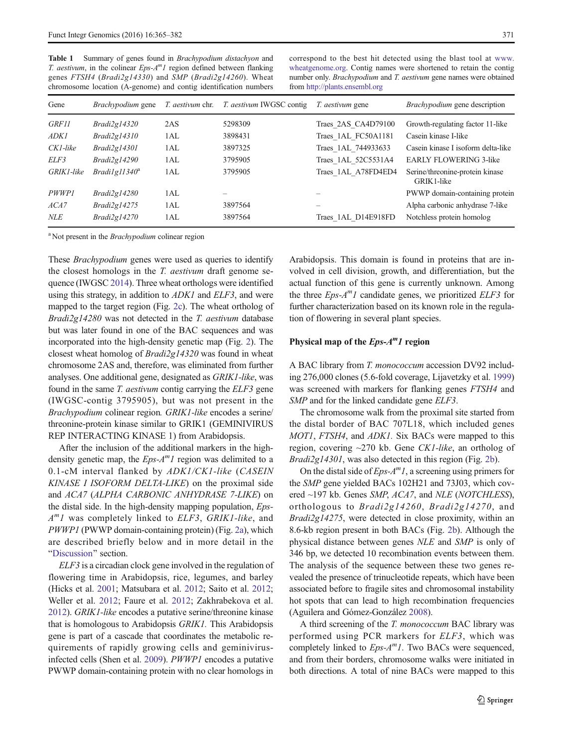**Table 1** Summary of genes found in *Brachypodium distachyon* and *T. aestivum*, in the colinear *Eps-A$^m$1* region defined between flanking genes *FTSH4* (*Bradi2g14330*) and *SMP* (*Bradi2g14260*). Wheat chromosome location (A-genome) and contig identification numbers correspond to the best hit detected using the blast tool at www.wheatgenome.org. Contig names were shortened to retain the contig number only. *Brachypodium* and *T. aestivum* gene names were obtained from http://plants.ensembl.org

| Gene | *Brachypodium* gene | *T. aestivum* chr. | *T. aestivum* IWGSC contig | *T. aestivum* gene | *Brachypodium* gene description |
|---|---|---|---|---|---|
| *GRF11* | *Bradi2g14320* | 2AS | 5298309 | Traes_2AS_CA4D79100 | Growth-regulating factor 11-like |
| *ADK1* | *Bradi2g14310* | 1AL | 3898431 | Traes_1AL_FC50A1181 | Casein kinase I-like |
| *CK1-like* | *Bradi2g14301* | 1AL | 3897325 | Traes_1AL_744933633 | Casein kinase I isoform delta-like |
| *ELF3* | *Bradi2g14290* | 1AL | 3795905 | Traes_1AL_52C5531A4 | EARLY FLOWERING 3-like |
| *GRIK1-like* | *Bradi1g11340*[a] | 1AL | 3795905 | Traes_1AL_A78FD4ED4 | Serine/threonine-protein kinase GRIK1-like |
| *PWPP1* | *Bradi2g14280* | 1AL | – | – | PWPP domain-containing protein |
| *ACA7* | *Bradi2g14275* | 1AL | 3897564 | – | Alpha carbonic anhydrase 7-like |
| *NLE* | *Bradi2g14270* | 1AL | 3897564 | Traes_1AL_D14E918FD | Notchless protein homolog |

[a] Not present in the *Brachypodium* colinear region

These *Brachypodium* genes were used as queries to identify the closest homologs in the *T. aestivum* draft genome sequence (IWGSC 2014). Three wheat orthologs were identified using this strategy, in addition to *ADK1* and *ELF3*, and were mapped to the target region (Fig. 2c). The wheat ortholog of *Bradi2g14280* was not detected in the *T. aestivum* database but was later found in one of the BAC sequences and was incorporated into the high-density genetic map (Fig. 2). The closest wheat homolog of *Bradi2g14320* was found in wheat chromosome 2AS and, therefore, was eliminated from further analyses. One additional gene, designated as *GRIK1-like*, was found in the same *T. aestivum* contig carrying the *ELF3* gene (IWGSC-contig 3795905), but was not present in the *Brachypodium* colinear region. *GRIK1-like* encodes a serine/threonine-protein kinase similar to GRIK1 (GEMINIVIRUS REP INTERACTING KINASE 1) from Arabidopsis.

After the inclusion of the additional markers in the high-density genetic map, the *Eps-A$^m$1* region was delimited to a 0.1-cM interval flanked by *ADK1*/*CK1-like* (*CASEIN KINASE I ISOFORM DELTA-LIKE*) on the proximal side and *ACA7* (*ALPHA CARBONIC ANHYDRASE 7-LIKE*) on the distal side. In the high-density mapping population, *Eps-A$^m$1* was completely linked to *ELF3*, *GRIK1-like*, and *PWPP1* (PWPP domain-containing protein) (Fig. 2a), which are described briefly below and in more detail in the "Discussion" section.

*ELF3* is a circadian clock gene involved in the regulation of flowering time in Arabidopsis, rice, legumes, and barley (Hicks et al. 2001; Matsubara et al. 2012; Saito et al. 2012; Weller et al. 2012; Faure et al. 2012; Zakhrabekova et al. 2012). *GRIK1-like* encodes a putative serine/threonine kinase that is homologous to Arabidopsis *GRIK1.* This Arabidopsis gene is part of a cascade that coordinates the metabolic requirements of rapidly growing cells and geminivirus-infected cells (Shen et al. 2009). *PWPP1* encodes a putative PWPP domain-containing protein with no clear homologs in Arabidopsis. This domain is found in proteins that are involved in cell division, growth, and differentiation, but the actual function of this gene is currently unknown. Among the three *Eps-A$^m$1* candidate genes, we prioritized *ELF3* for further characterization based on its known role in the regulation of flowering in several plant species.

## Physical map of the *Eps-A$^m$1* region

A BAC library from *T. monococcum* accession DV92 including 276,000 clones (5.6-fold coverage, Lijavetzky et al. 1999) was screened with markers for flanking genes *FTSH4* and *SMP* and for the linked candidate gene *ELF3*.

The chromosome walk from the proximal site started from the distal border of BAC 707L18, which included genes *MOT1*, *FTSH4*, and *ADK1.* Six BACs were mapped to this region, covering ~270 kb. Gene *CK1-like*, an ortholog of *Bradi2g14301*, was also detected in this region (Fig. 2b).

On the distal side of *Eps-A$^m$1*, a screening using primers for the *SMP* gene yielded BACs 102H21 and 73J03, which covered ~197 kb. Genes *SMP*, *ACA7*, and *NLE* (*NOTCHLESS*), orthologous to *Bradi2g14260*, *Bradi2g14270*, and *Bradi2g14275*, were detected in close proximity, within an 8.6-kb region present in both BACs (Fig. 2b). Although the physical distance between genes *NLE* and *SMP* is only of 346 bp, we detected 10 recombination events between them. The analysis of the sequence between these two genes revealed the presence of trinucleotide repeats, which have been associated before to fragile sites and chromosomal instability hot spots that can lead to high recombination frequencies (Aguilera and Gómez-González 2008).

A third screening of the *T. monococcum* BAC library was performed using PCR markers for *ELF3*, which was completely linked to *Eps-A$^m$1*. Two BACs were sequenced, and from their borders, chromosome walks were initiated in both directions. A total of nine BACs were mapped to this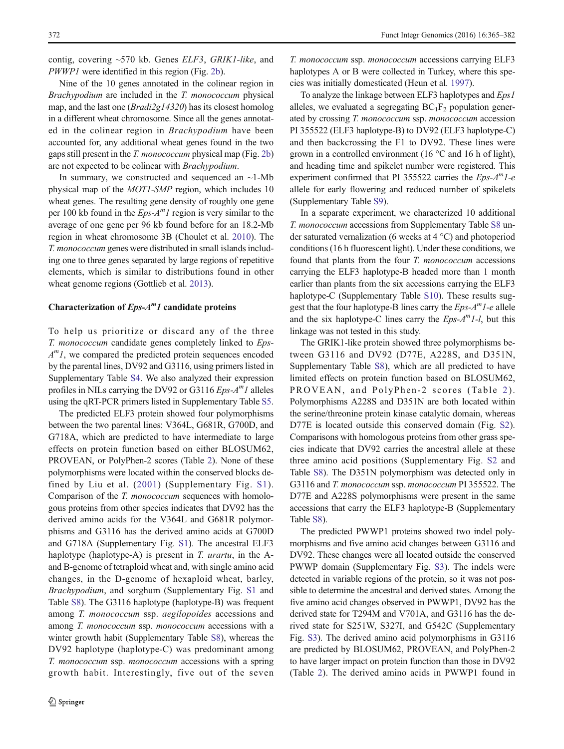contig, covering ~570 kb. Genes *ELF3*, *GRIK1-like*, and *PWWP1* were identified in this region (Fig. 2b).

Nine of the 10 genes annotated in the colinear region in *Brachypodium* are included in the *T. monococcum* physical map, and the last one (*Bradi2g14320*) has its closest homolog in a different wheat chromosome. Since all the genes annotated in the colinear region in *Brachypodium* have been accounted for, any additional wheat genes found in the two gaps still present in the *T. monococcum* physical map (Fig. 2b) are not expected to be colinear with *Brachypodium*.

In summary, we constructed and sequenced an ~1-Mb physical map of the *MOT1-SMP* region, which includes 10 wheat genes. The resulting gene density of roughly one gene per 100 kb found in the *Eps-A$^m$1* region is very similar to the average of one gene per 96 kb found before for an 18.2-Mb region in wheat chromosome 3B (Choulet et al. 2010). The *T. monococcum* genes were distributed in small islands including one to three genes separated by large regions of repetitive elements, which is similar to distributions found in other wheat genome regions (Gottlieb et al. 2013).

### Characterization of *Eps-A$^m$1* candidate proteins

To help us prioritize or discard any of the three *T. monococcum* candidate genes completely linked to *Eps-A$^m$1*, we compared the predicted protein sequences encoded by the parental lines, DV92 and G3116, using primers listed in Supplementary Table S4. We also analyzed their expression profiles in NILs carrying the DV92 or G3116 *Eps-A$^m$1* alleles using the qRT-PCR primers listed in Supplementary Table S5.

The predicted ELF3 protein showed four polymorphisms between the two parental lines: V364L, G681R, G700D, and G718A, which are predicted to have intermediate to large effects on protein function based on either BLOSUM62, PROVEAN, or PolyPhen-2 scores (Table 2). None of these polymorphisms were located within the conserved blocks defined by Liu et al. (2001) (Supplementary Fig. S1). Comparison of the *T. monococcum* sequences with homologous proteins from other species indicates that DV92 has the derived amino acids for the V364L and G681R polymorphisms and G3116 has the derived amino acids at G700D and G718A (Supplementary Fig. S1). The ancestral ELF3 haplotype (haplotype-A) is present in *T. urartu*, in the A- and B-genome of tetraploid wheat and, with single amino acid changes, in the D-genome of hexaploid wheat, barley, *Brachypodium*, and sorghum (Supplementary Fig. S1 and Table S8). The G3116 haplotype (haplotype-B) was frequent among *T. monococcum* ssp. *aegilopoides* accessions and among *T. monococcum* ssp. *monococcum* accessions with a winter growth habit (Supplementary Table S8), whereas the DV92 haplotype (haplotype-C) was predominant among *T. monococcum* ssp. *monococcum* accessions with a spring growth habit. Interestingly, five out of the seven *T. monococcum* ssp. *monococcum* accessions carrying ELF3 haplotypes A or B were collected in Turkey, where this species was initially domesticated (Heun et al. 1997).

To analyze the linkage between ELF3 haplotypes and *Eps1* alleles, we evaluated a segregating $BC_1F_2$ population generated by crossing *T. monococcum* ssp. *monococcum* accession PI 355522 (ELF3 haplotype-B) to DV92 (ELF3 haplotype-C) and then backcrossing the F1 to DV92. These lines were grown in a controlled environment (16 °C and 16 h of light), and heading time and spikelet number were registered. This experiment confirmed that PI 355522 carries the *Eps-A$^m$1-e* allele for early flowering and reduced number of spikelets (Supplementary Table S9).

In a separate experiment, we characterized 10 additional *T. monococcum* accessions from Supplementary Table S8 under saturated vernalization (6 weeks at 4 °C) and photoperiod conditions (16 h fluorescent light). Under these conditions, we found that plants from the four *T. monococcum* accessions carrying the ELF3 haplotype-B headed more than 1 month earlier than plants from the six accessions carrying the ELF3 haplotype-C (Supplementary Table S10). These results suggest that the four haplotype-B lines carry the *Eps-A$^m$1-e* allele and the six haplotype-C lines carry the *Eps-A$^m$1-l*, but this linkage was not tested in this study.

The GRIK1-like protein showed three polymorphisms between G3116 and DV92 (D77E, A228S, and D351N, Supplementary Table S8), which are all predicted to have limited effects on protein function based on BLOSUM62, PROVEAN, and PolyPhen-2 scores (Table 2). Polymorphisms A228S and D351N are both located within the serine/threonine protein kinase catalytic domain, whereas D77E is located outside this conserved domain (Fig. S2). Comparisons with homologous proteins from other grass species indicate that DV92 carries the ancestral allele at these three amino acid positions (Supplementary Fig. S2 and Table S8). The D351N polymorphism was detected only in G3116 and *T. monococcum* ssp. *monococcum* PI 355522. The D77E and A228S polymorphisms were present in the same accessions that carry the ELF3 haplotype-B (Supplementary Table S8).

The predicted PWWP1 proteins showed two indel polymorphisms and five amino acid changes between G3116 and DV92. These changes were all located outside the conserved PWWP domain (Supplementary Fig. S3). The indels were detected in variable regions of the protein, so it was not possible to determine the ancestral and derived states. Among the five amino acid changes observed in PWWP1, DV92 has the derived state for T294M and V701A, and G3116 has the derived state for S251W, S327I, and G542C (Supplementary Fig. S3). The derived amino acid polymorphisms in G3116 are predicted by BLOSUM62, PROVEAN, and PolyPhen-2 to have larger impact on protein function than those in DV92 (Table 2). The derived amino acids in PWWP1 found in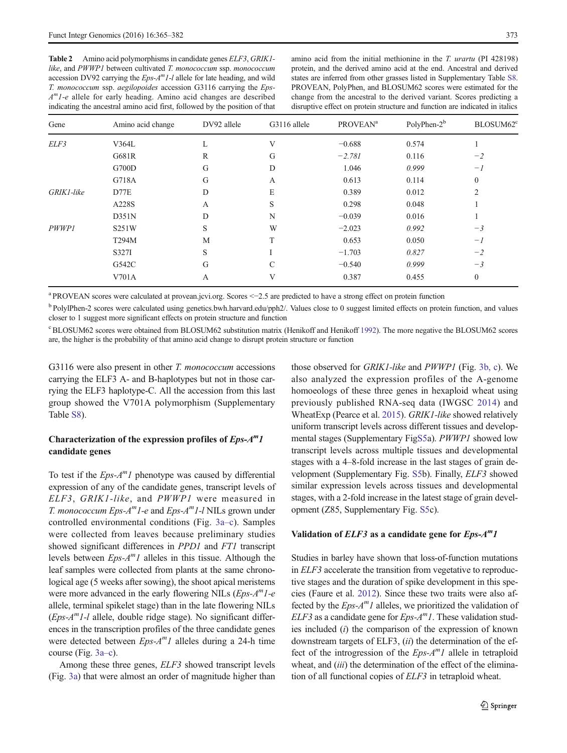**Table 2** Amino acid polymorphisms in candidate genes *ELF3*, *GRIK1-like*, and *PWWP1* between cultivated *T. monococcum* ssp. *monococcum* accession DV92 carrying the *Eps-A$^m$1-l* allele for late heading, and wild *T. monococcum* ssp. *aegilopoides* accession G3116 carrying the *Eps-A$^m$1-e* allele for early heading. Amino acid changes are described indicating the ancestral amino acid first, followed by the position of that amino acid from the initial methionine in the *T. urartu* (PI 428198) protein, and the derived amino acid at the end. Ancestral and derived states are inferred from other grasses listed in Supplementary Table S8. PROVEAN, PolyPhen, and BLOSUM62 scores were estimated for the change from the ancestral to the derived variant. Scores predicting a disruptive effect on protein structure and function are indicated in italics

| Gene | Amino acid change | DV92 allele | G3116 allele | PROVEAN[a] | PolyPhen-2[b] | BLOSUM62[c] |
|---|---|---|---|---|---|---|
| *ELF3* | V364L | L | V | −0.688 | 0.574 | 1 |
| | G681R | R | G | *−2.781* | 0.116 | *−2* |
| | G700D | G | D | 1.046 | *0.999* | *−1* |
| | G718A | G | A | 0.613 | 0.114 | 0 |
| *GRIK1-like* | D77E | D | E | 0.389 | 0.012 | 2 |
| | A228S | A | S | 0.298 | 0.048 | 1 |
| | D351N | D | N | −0.039 | 0.016 | 1 |
| *PWWP1* | S251W | S | W | −2.023 | *0.992* | *−3* |
| | T294M | M | T | 0.653 | 0.050 | *−1* |
| | S327I | S | I | −1.703 | *0.827* | *−2* |
| | G542C | G | C | −0.540 | *0.999* | *−3* |
| | V701A | A | V | 0.387 | 0.455 | 0 |

[a] PROVEAN scores were calculated at provean.jcvi.org. Scores <−2.5 are predicted to have a strong effect on protein function

[b] PolyPhen-2 scores were calculated using genetics.bwh.harvard.edu/pph2/. Values close to 0 suggest limited effects on protein function, and values closer to 1 suggest more significant effects on protein structure and function

[c] BLOSUM62 scores were obtained from BLOSUM62 substitution matrix (Henikoff and Henikoff 1992). The more negative the BLOSUM62 scores are, the higher is the probability of that amino acid change to disrupt protein structure or function

G3116 were also present in other *T. monococcum* accessions carrying the ELF3 A- and B-haplotypes but not in those carrying the ELF3 haplotype-C. All the accession from this last group showed the V701A polymorphism (Supplementary Table S8).

### Characterization of the expression profiles of *Eps-A$^m$1* candidate genes

To test if the *Eps-A$^m$1* phenotype was caused by differential expression of any of the candidate genes, transcript levels of *ELF3*, *GRIK1-like*, and *PWWP1* were measured in *T. monococcum Eps-A$^m$1-e* and *Eps-A$^m$1-l* NILs grown under controlled environmental conditions (Fig. 3a–c). Samples were collected from leaves because preliminary studies showed significant differences in *PPD1* and *FT1* transcript levels between *Eps-A$^m$1* alleles in this tissue. Although the leaf samples were collected from plants at the same chronological age (5 weeks after sowing), the shoot apical meristems were more advanced in the early flowering NILs (*Eps-A$^m$1-e* allele, terminal spikelet stage) than in the late flowering NILs (*Eps-A$^m$1-l* allele, double ridge stage). No significant differences in the transcription profiles of the three candidate genes were detected between *Eps-A$^m$1* alleles during a 24-h time course (Fig. 3a–c).

Among these three genes, *ELF3* showed transcript levels (Fig. 3a) that were almost an order of magnitude higher than those observed for *GRIK1-like* and *PWWP1* (Fig. 3b, c). We also analyzed the expression profiles of the A-genome homoeologs of these three genes in hexaploid wheat using previously published RNA-seq data (IWGSC 2014) and WheatExp (Pearce et al. 2015). *GRIK1-like* showed relatively uniform transcript levels across different tissues and developmental stages (Supplementary FigS5a). *PWWP1* showed low transcript levels across multiple tissues and developmental stages with a 4–8-fold increase in the last stages of grain development (Supplementary Fig. S5b). Finally, *ELF3* showed similar expression levels across tissues and developmental stages, with a 2-fold increase in the latest stage of grain development (Z85, Supplementary Fig. S5c).

### Validation of *ELF3* as a candidate gene for *Eps-A$^m$1*

Studies in barley have shown that loss-of-function mutations in *ELF3* accelerate the transition from vegetative to reproductive stages and the duration of spike development in this species (Faure et al. 2012). Since these two traits were also affected by the *Eps-A$^m$1* alleles, we prioritized the validation of *ELF3* as a candidate gene for *Eps-A$^m$1*. These validation studies included (*i*) the comparison of the expression of known downstream targets of ELF3, (*ii*) the determination of the effect of the introgression of the *Eps-A$^m$1* allele in tetraploid wheat, and (*iii*) the determination of the effect of the elimination of all functional copies of *ELF3* in tetraploid wheat.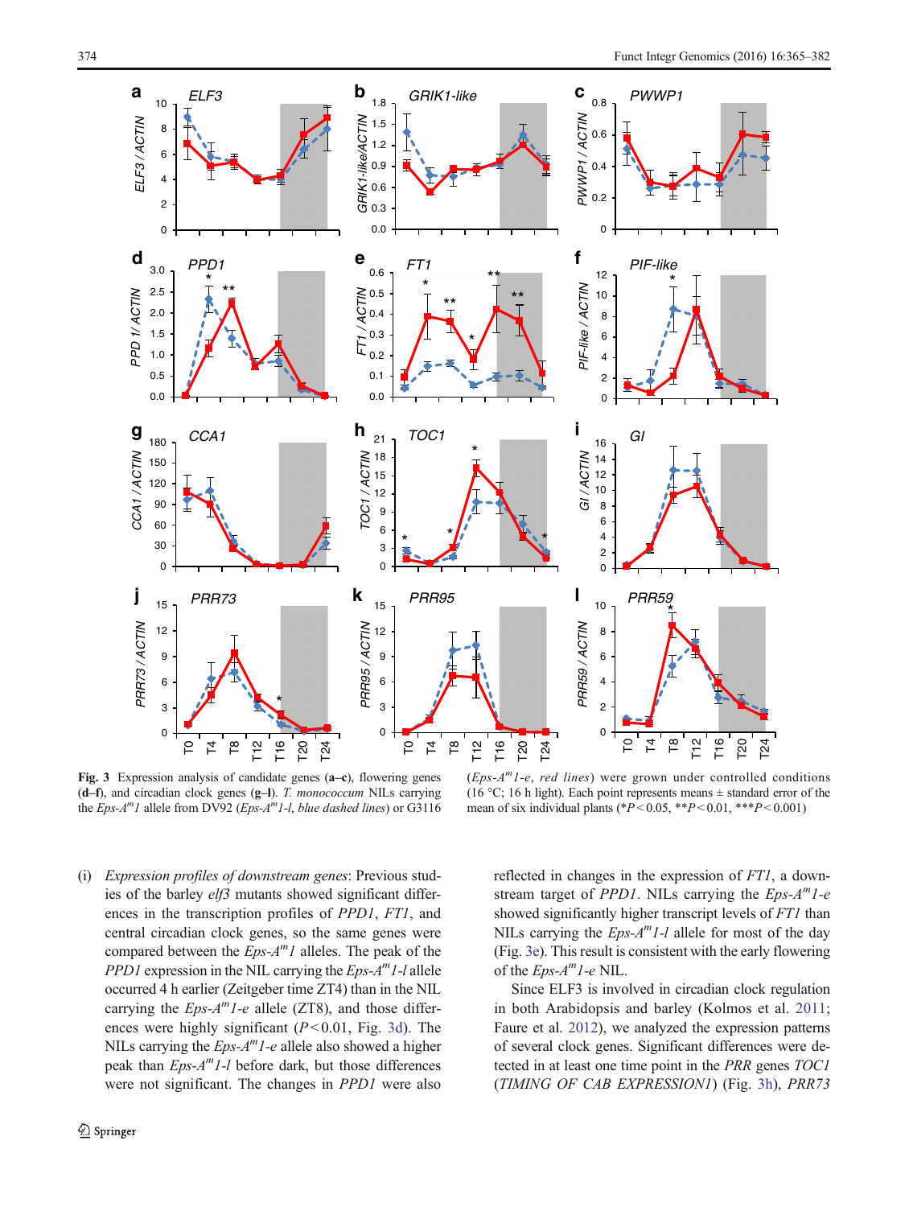**Fig. 3** Expression analysis of candidate genes (**a–c**), flowering genes (**d–f**), and circadian clock genes (**g–l**). *T. monococcum* NILs carrying the *Eps-A$^m$1* allele from DV92 (*Eps-A$^m$1-l*, *blue dashed lines*) or G3116 (*Eps-A$^m$1-e*, *red lines*) were grown under controlled conditions (16 °C; 16 h light). Each point represents means ± standard error of the mean of six individual plants (*$P<0.05$, **$P<0.01$, ***$P<0.001$)

(i) *Expression profiles of downstream genes*: Previous studies of the barley *elf3* mutants showed significant differences in the transcription profiles of *PPD1*, *FT1*, and central circadian clock genes, so the same genes were compared between the *Eps-A$^m$1* alleles. The peak of the *PPD1* expression in the NIL carrying the *Eps-A$^m$1-l* allele occurred 4 h earlier (Zeitgeber time ZT4) than in the NIL carrying the *Eps-A$^m$1-e* allele (ZT8), and those differences were highly significant ($P<0.01$, Fig. 3d). The NILs carrying the *Eps-A$^m$1-e* allele also showed a higher peak than *Eps-A$^m$1-l* before dark, but those differences were not significant. The changes in *PPD1* were also reflected in changes in the expression of *FT1*, a downstream target of *PPD1*. NILs carrying the *Eps-A$^m$1-e* showed significantly higher transcript levels of *FT1* than NILs carrying the *Eps-A$^m$1-l* allele for most of the day (Fig. 3e). This result is consistent with the early flowering of the *Eps-A$^m$1-e* NIL.

Since ELF3 is involved in circadian clock regulation in both Arabidopsis and barley (Kolmos et al. 2011; Faure et al. 2012), we analyzed the expression patterns of several clock genes. Significant differences were detected in at least one time point in the *PRR* genes *TOC1* (*TIMING OF CAB EXPRESSION1*) (Fig. 3h), *PRR73*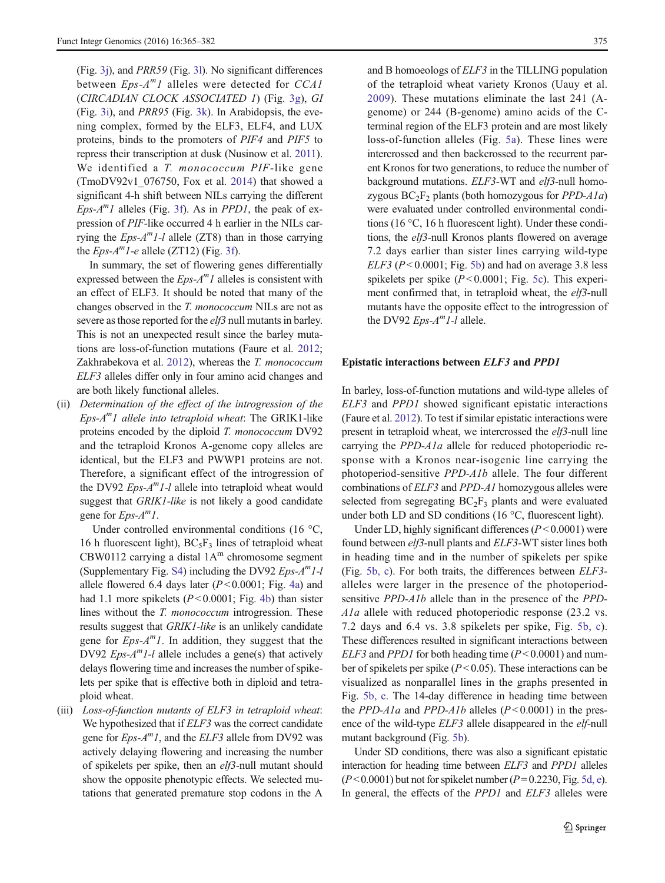(Fig. 3j), and *PRR59* (Fig. 3l). No significant differences between *Eps-A$^m$1* alleles were detected for *CCA1* (*CIRCADIAN CLOCK ASSOCIATED 1*) (Fig. 3g), *GI* (Fig. 3i), and *PRR95* (Fig. 3k). In Arabidopsis, the evening complex, formed by the ELF3, ELF4, and LUX proteins, binds to the promoters of *PIF4* and *PIF5* to repress their transcription at dusk (Nusinow et al. 2011). We identified a *T. monococcum PIF*-like gene (TmoDV92v1_076750, Fox et al. 2014) that showed a significant 4-h shift between NILs carrying the different *Eps-A$^m$1* alleles (Fig. 3f). As in *PPD1*, the peak of expression of *PIF*-like occurred 4 h earlier in the NILs carrying the *Eps-A$^m$1-l* allele (ZT8) than in those carrying the *Eps-A$^m$1-e* allele (ZT12) (Fig. 3f).

In summary, the set of flowering genes differentially expressed between the *Eps-A$^m$1* alleles is consistent with an effect of ELF3. It should be noted that many of the changes observed in the *T. monococcum* NILs are not as severe as those reported for the *elf3* null mutants in barley. This is not an unexpected result since the barley mutations are loss-of-function mutations (Faure et al. 2012; Zakhrabekova et al. 2012), whereas the *T. monococcum ELF3* alleles differ only in four amino acid changes and are both likely functional alleles.

(ii) *Determination of the effect of the introgression of the Eps-A$^m$1 allele into tetraploid wheat*: The GRIK1-like proteins encoded by the diploid *T. monococcum* DV92 and the tetraploid Kronos A-genome copy alleles are identical, but the ELF3 and PWWP1 proteins are not. Therefore, a significant effect of the introgression of the DV92 *Eps-A$^m$1-l* allele into tetraploid wheat would suggest that *GRIK1-like* is not likely a good candidate gene for *Eps-A$^m$1*.

Under controlled environmental conditions (16 °C, 16 h fluorescent light), $BC_5F_3$ lines of tetraploid wheat CBW0112 carrying a distal $1A^m$ chromosome segment (Supplementary Fig. S4) including the DV92 *Eps-A$^m$1-l* allele flowered 6.4 days later ($P < 0.0001$; Fig. 4a) and had 1.1 more spikelets ($P < 0.0001$; Fig. 4b) than sister lines without the *T. monococcum* introgression. These results suggest that *GRIK1-like* is an unlikely candidate gene for *Eps-A$^m$1*. In addition, they suggest that the DV92 *Eps-A$^m$1-l* allele includes a gene(s) that actively delays flowering time and increases the number of spikelets per spike that is effective both in diploid and tetraploid wheat.

(iii) *Loss-of-function mutants of ELF3 in tetraploid wheat*: We hypothesized that if *ELF3* was the correct candidate gene for *Eps-A$^m$1*, and the *ELF3* allele from DV92 was actively delaying flowering and increasing the number of spikelets per spike, then an *elf3*-null mutant should show the opposite phenotypic effects. We selected mutations that generated premature stop codons in the A and B homoeologs of *ELF3* in the TILLING population of the tetraploid wheat variety Kronos (Uauy et al. 2009). These mutations eliminate the last 241 (A-genome) or 244 (B-genome) amino acids of the C-terminal region of the ELF3 protein and are most likely loss-of-function alleles (Fig. 5a). These lines were intercrossed and then backcrossed to the recurrent parent Kronos for two generations, to reduce the number of background mutations. *ELF3*-WT and *elf3*-null homozygous $BC_2F_2$ plants (both homozygous for *PPD-A1a*) were evaluated under controlled environmental conditions (16 °C, 16 h fluorescent light). Under these conditions, the *elf3*-null Kronos plants flowered on average 7.2 days earlier than sister lines carrying wild-type *ELF3* ($P < 0.0001$; Fig. 5b) and had on average 3.8 less spikelets per spike ($P < 0.0001$; Fig. 5c). This experiment confirmed that, in tetraploid wheat, the *elf3*-null mutants have the opposite effect to the introgression of the DV92 *Eps-A$^m$1-l* allele.

## Epistatic interactions between *ELF3* and *PPD1*

In barley, loss-of-function mutations and wild-type alleles of *ELF3* and *PPD1* showed significant epistatic interactions (Faure et al. 2012). To test if similar epistatic interactions were present in tetraploid wheat, we intercrossed the *elf3*-null line carrying the *PPD-A1a* allele for reduced photoperiodic response with a Kronos near-isogenic line carrying the photoperiod-sensitive *PPD-A1b* allele. The four different combinations of *ELF3* and *PPD-A1* homozygous alleles were selected from segregating $BC_2F_3$ plants and were evaluated under both LD and SD conditions (16 °C, fluorescent light).

Under LD, highly significant differences ($P < 0.0001$) were found between *elf3*-null plants and *ELF3*-WT sister lines both in heading time and in the number of spikelets per spike (Fig. 5b, c). For both traits, the differences between *ELF3*-alleles were larger in the presence of the photoperiod-sensitive *PPD-A1b* allele than in the presence of the *PPD-A1a* allele with reduced photoperiodic response (23.2 vs. 7.2 days and 6.4 vs. 3.8 spikelets per spike, Fig. 5b, c). These differences resulted in significant interactions between *ELF3* and *PPD1* for both heading time ($P < 0.0001$) and number of spikelets per spike ($P < 0.05$). These interactions can be visualized as nonparallel lines in the graphs presented in Fig. 5b, c. The 14-day difference in heading time between the *PPD-A1a* and *PPD-A1b* alleles ($P < 0.0001$) in the presence of the wild-type *ELF3* allele disappeared in the *elf*-null mutant background (Fig. 5b).

Under SD conditions, there was also a significant epistatic interaction for heading time between *ELF3* and *PPD1* alleles ($P < 0.0001$) but not for spikelet number ($P = 0.2230$, Fig. 5d, e). In general, the effects of the *PPD1* and *ELF3* alleles were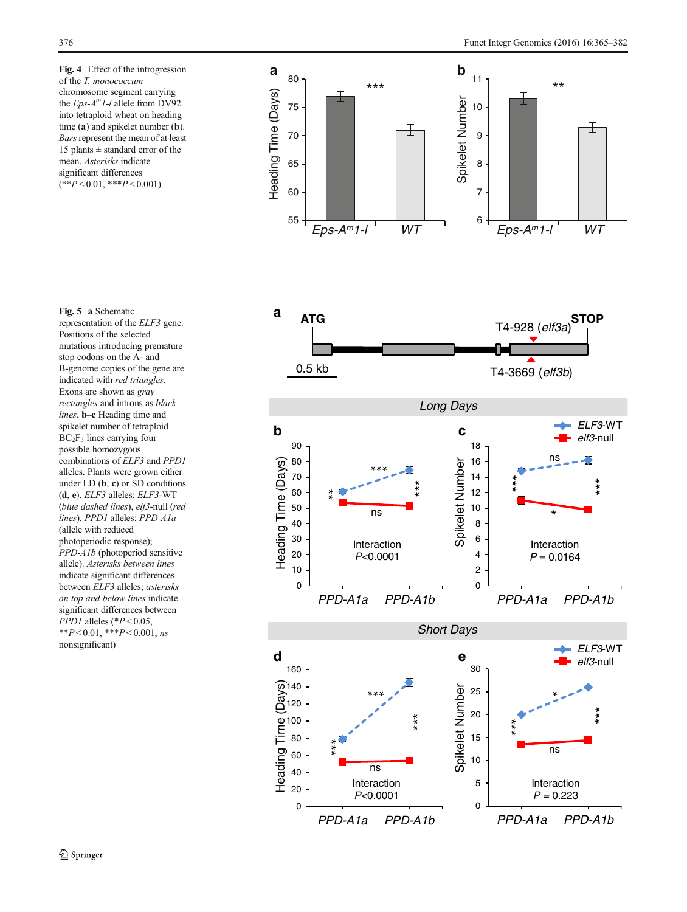**Fig. 4** Effect of the introgression of the *T. monococcum* chromosome segment carrying the *Eps-A$^{m}$1-l* allele from DV92 into tetraploid wheat on heading time (**a**) and spikelet number (**b**). *Bars* represent the mean of at least 15 plants ± standard error of the mean. *Asterisks* indicate significant differences (**$P < 0.01$, ***$P < 0.001$)

**Fig. 5** **a** Schematic representation of the *ELF3* gene. Positions of the selected mutations introducing premature stop codons on the A- and B-genome copies of the gene are indicated with *red triangles*. Exons are shown as *gray rectangles* and introns as *black lines*. **b**–**e** Heading time and spikelet number of tetraploid $BC_2F_3$ lines carrying four possible homozygous combinations of *ELF3* and *PPD1* alleles. Plants were grown either under LD (**b**, **c**) or SD conditions (**d**, **e**). *ELF3* alleles: *ELF3*-WT (*blue dashed lines*), *elf3*-null (*red lines*). *PPD1* alleles: *PPD-A1a* (allele with reduced photoperiodic response); *PPD-A1b* (photoperiod sensitive allele). *Asterisks between lines* indicate significant differences between *ELF3* alleles; *asterisks on top and below lines* indicate significant differences between *PPD1* alleles (*$P < 0.05$, **$P < 0.01$, ***$P < 0.001$, *ns* nonsignificant)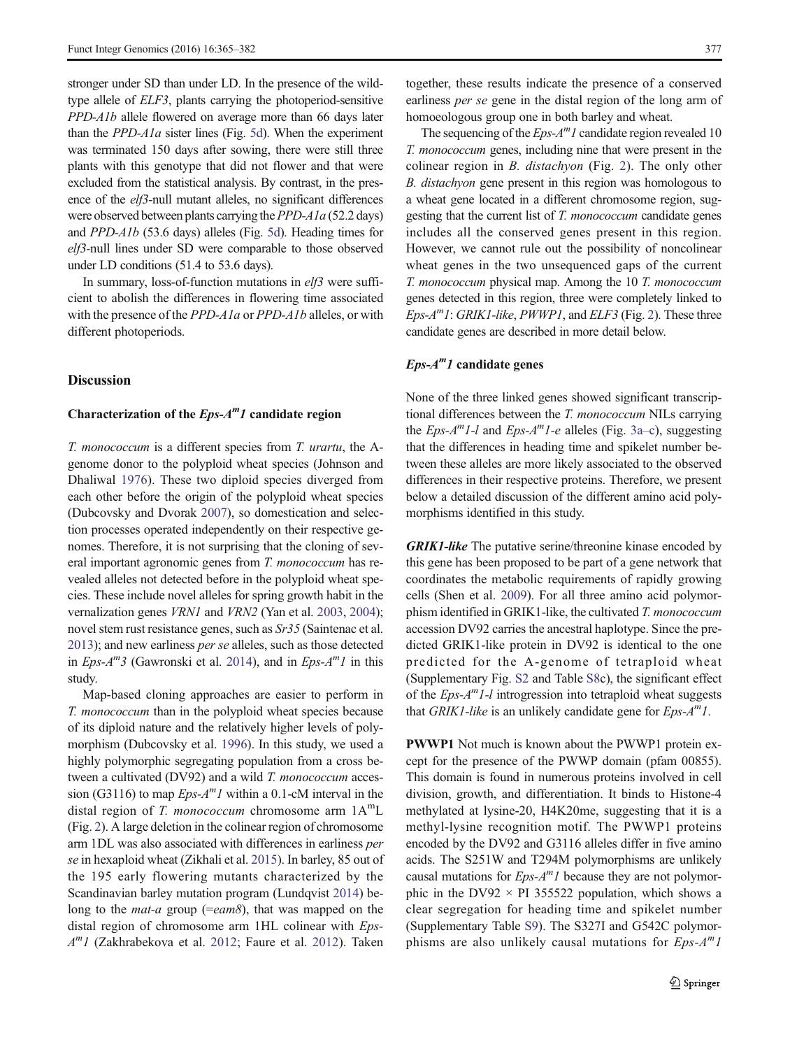stronger under SD than under LD. In the presence of the wild-type allele of *ELF3*, plants carrying the photoperiod-sensitive *PPD-A1b* allele flowered on average more than 66 days later than the *PPD-A1a* sister lines (Fig. 5d). When the experiment was terminated 150 days after sowing, there were still three plants with this genotype that did not flower and that were excluded from the statistical analysis. By contrast, in the presence of the *elf3*-null mutant alleles, no significant differences were observed between plants carrying the *PPD-A1a* (52.2 days) and *PPD-A1b* (53.6 days) alleles (Fig. 5d). Heading times for *elf3*-null lines under SD were comparable to those observed under LD conditions (51.4 to 53.6 days).

In summary, loss-of-function mutations in *elf3* were sufficient to abolish the differences in flowering time associated with the presence of the *PPD-A1a* or *PPD-A1b* alleles, or with different photoperiods.

## Discussion

### Characterization of the *Eps-A^m1* candidate region

*T. monococcum* is a different species from *T. urartu*, the A-genome donor to the polyploid wheat species (Johnson and Dhaliwal 1976). These two diploid species diverged from each other before the origin of the polyploid wheat species (Dubcovsky and Dvorak 2007), so domestication and selection processes operated independently on their respective genomes. Therefore, it is not surprising that the cloning of several important agronomic genes from *T. monococcum* has revealed alleles not detected before in the polyploid wheat species. These include novel alleles for spring growth habit in the vernalization genes *VRN1* and *VRN2* (Yan et al. 2003, 2004); novel stem rust resistance genes, such as *Sr35* (Saintenac et al. 2013); and new earliness *per se* alleles, such as those detected in *Eps-A^m3* (Gawronski et al. 2014), and in *Eps-A^m1* in this study.

Map-based cloning approaches are easier to perform in *T. monococcum* than in the polyploid wheat species because of its diploid nature and the relatively higher levels of polymorphism (Dubcovsky et al. 1996). In this study, we used a highly polymorphic segregating population from a cross between a cultivated (DV92) and a wild *T. monococcum* accession (G3116) to map *Eps-A^m1* within a 0.1-cM interval in the distal region of *T. monococcum* chromosome arm 1A^mL (Fig. 2). A large deletion in the colinear region of chromosome arm 1DL was also associated with differences in earliness *per se* in hexaploid wheat (Zikhali et al. 2015). In barley, 85 out of the 195 early flowering mutants characterized by the Scandinavian barley mutation program (Lundqvist 2014) belong to the *mat-a* group (=*eam8*), that was mapped on the distal region of chromosome arm 1HL colinear with *Eps-A^m1* (Zakhrabekova et al. 2012; Faure et al. 2012). Taken together, these results indicate the presence of a conserved earliness *per se* gene in the distal region of the long arm of homoeologous group one in both barley and wheat.

The sequencing of the *Eps-A^m1* candidate region revealed 10 *T. monococcum* genes, including nine that were present in the colinear region in *B. distachyon* (Fig. 2). The only other *B. distachyon* gene present in this region was homologous to a wheat gene located in a different chromosome region, suggesting that the current list of *T. monococcum* candidate genes includes all the conserved genes present in this region. However, we cannot rule out the possibility of noncolinear wheat genes in the two unsequenced gaps of the current *T. monococcum* physical map. Among the 10 *T. monococcum* genes detected in this region, three were completely linked to *Eps-A^m1*: *GRIK1-like*, *PWWP1*, and *ELF3* (Fig. 2). These three candidate genes are described in more detail below.

### *Eps-A^m1* candidate genes

None of the three linked genes showed significant transcriptional differences between the *T. monococcum* NILs carrying the *Eps-A^m1-l* and *Eps-A^m1-e* alleles (Fig. 3a–c), suggesting that the differences in heading time and spikelet number between these alleles are more likely associated to the observed differences in their respective proteins. Therefore, we present below a detailed discussion of the different amino acid polymorphisms identified in this study.

***GRIK1-like*** The putative serine/threonine kinase encoded by this gene has been proposed to be part of a gene network that coordinates the metabolic requirements of rapidly growing cells (Shen et al. 2009). For all three amino acid polymorphism identified in GRIK1-like, the cultivated *T. monococcum* accession DV92 carries the ancestral haplotype. Since the predicted GRIK1-like protein in DV92 is identical to the one predicted for the A-genome of tetraploid wheat (Supplementary Fig. S2 and Table S8c), the significant effect of the *Eps-A^m1-l* introgression into tetraploid wheat suggests that *GRIK1-like* is an unlikely candidate gene for *Eps-A^m1*.

**PWWP1** Not much is known about the PWWP1 protein except for the presence of the PWWP domain (pfam 00855). This domain is found in numerous proteins involved in cell division, growth, and differentiation. It binds to Histone-4 methylated at lysine-20, H4K20me, suggesting that it is a methyl-lysine recognition motif. The PWWP1 proteins encoded by the DV92 and G3116 alleles differ in five amino acids. The S251W and T294M polymorphisms are unlikely causal mutations for *Eps-A^m1* because they are not polymorphic in the DV92 × PI 355522 population, which shows a clear segregation for heading time and spikelet number (Supplementary Table S9). The S327I and G542C polymorphisms are also unlikely causal mutations for *Eps-A^m1*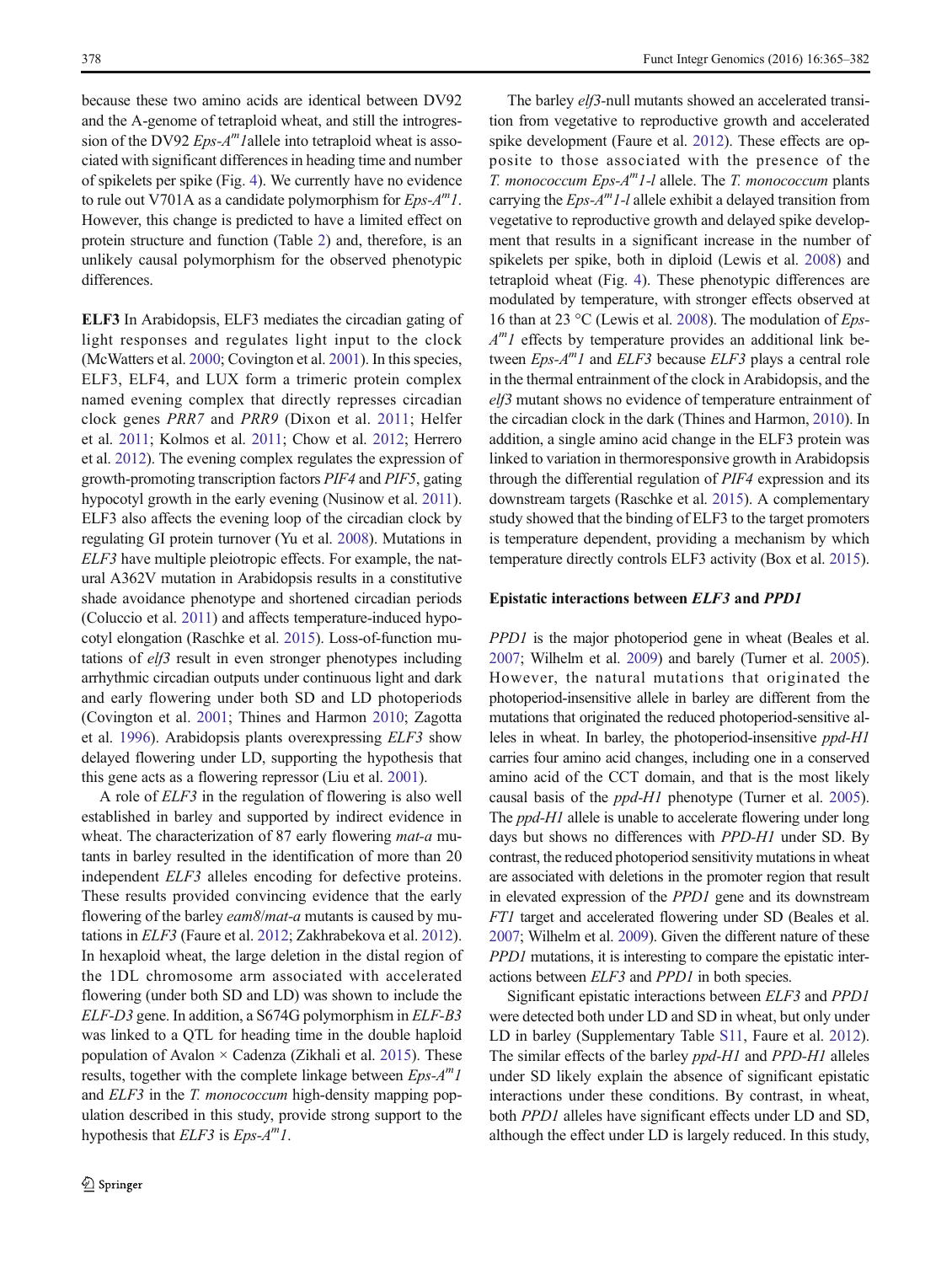because these two amino acids are identical between DV92 and the A-genome of tetraploid wheat, and still the introgression of the DV92 *Eps-A$^m$1* allele into tetraploid wheat is associated with significant differences in heading time and number of spikelets per spike (Fig. 4). We currently have no evidence to rule out V701A as a candidate polymorphism for *Eps-A$^m$1*. However, this change is predicted to have a limited effect on protein structure and function (Table 2) and, therefore, is an unlikely causal polymorphism for the observed phenotypic differences.

**ELF3** In Arabidopsis, ELF3 mediates the circadian gating of light responses and regulates light input to the clock (McWatters et al. 2000; Covington et al. 2001). In this species, ELF3, ELF4, and LUX form a trimeric protein complex named evening complex that directly represses circadian clock genes *PRR7* and *PRR9* (Dixon et al. 2011; Helfer et al. 2011; Kolmos et al. 2011; Chow et al. 2012; Herrero et al. 2012). The evening complex regulates the expression of growth-promoting transcription factors *PIF4* and *PIF5*, gating hypocotyl growth in the early evening (Nusinow et al. 2011). ELF3 also affects the evening loop of the circadian clock by regulating GI protein turnover (Yu et al. 2008). Mutations in *ELF3* have multiple pleiotropic effects. For example, the natural A362V mutation in Arabidopsis results in a constitutive shade avoidance phenotype and shortened circadian periods (Coluccio et al. 2011) and affects temperature-induced hypocotyl elongation (Raschke et al. 2015). Loss-of-function mutations of *elf3* result in even stronger phenotypes including arrhythmic circadian outputs under continuous light and dark and early flowering under both SD and LD photoperiods (Covington et al. 2001; Thines and Harmon 2010; Zagotta et al. 1996). Arabidopsis plants overexpressing *ELF3* show delayed flowering under LD, supporting the hypothesis that this gene acts as a flowering repressor (Liu et al. 2001).

A role of *ELF3* in the regulation of flowering is also well established in barley and supported by indirect evidence in wheat. The characterization of 87 early flowering *mat-a* mutants in barley resulted in the identification of more than 20 independent *ELF3* alleles encoding for defective proteins. These results provided convincing evidence that the early flowering of the barley *eam8*/*mat-a* mutants is caused by mutations in *ELF3* (Faure et al. 2012; Zakhrabekova et al. 2012). In hexaploid wheat, the large deletion in the distal region of the 1DL chromosome arm associated with accelerated flowering (under both SD and LD) was shown to include the *ELF-D3* gene. In addition, a S674G polymorphism in *ELF-B3* was linked to a QTL for heading time in the double haploid population of Avalon × Cadenza (Zikhali et al. 2015). These results, together with the complete linkage between *Eps-A$^m$1* and *ELF3* in the *T. monococcum* high-density mapping population described in this study, provide strong support to the hypothesis that *ELF3* is *Eps-A$^m$1*.

The barley *elf3*-null mutants showed an accelerated transition from vegetative to reproductive growth and accelerated spike development (Faure et al. 2012). These effects are opposite to those associated with the presence of the *T. monococcum Eps-A$^m$1-l* allele. The *T. monococcum* plants carrying the *Eps-A$^m$1-l* allele exhibit a delayed transition from vegetative to reproductive growth and delayed spike development that results in a significant increase in the number of spikelets per spike, both in diploid (Lewis et al. 2008) and tetraploid wheat (Fig. 4). These phenotypic differences are modulated by temperature, with stronger effects observed at 16 than at 23 °C (Lewis et al. 2008). The modulation of *Eps-A$^m$1* effects by temperature provides an additional link between *Eps-A$^m$1* and *ELF3* because *ELF3* plays a central role in the thermal entrainment of the clock in Arabidopsis, and the *elf3* mutant shows no evidence of temperature entrainment of the circadian clock in the dark (Thines and Harmon, 2010). In addition, a single amino acid change in the ELF3 protein was linked to variation in thermoresponsive growth in Arabidopsis through the differential regulation of *PIF4* expression and its downstream targets (Raschke et al. 2015). A complementary study showed that the binding of ELF3 to the target promoters is temperature dependent, providing a mechanism by which temperature directly controls ELF3 activity (Box et al. 2015).

### Epistatic interactions between *ELF3* and *PPD1*

*PPD1* is the major photoperiod gene in wheat (Beales et al. 2007; Wilhelm et al. 2009) and barely (Turner et al. 2005). However, the natural mutations that originated the photoperiod-insensitive allele in barley are different from the mutations that originated the reduced photoperiod-sensitive alleles in wheat. In barley, the photoperiod-insensitive *ppd-H1* carries four amino acid changes, including one in a conserved amino acid of the CCT domain, and that is the most likely causal basis of the *ppd-H1* phenotype (Turner et al. 2005). The *ppd-H1* allele is unable to accelerate flowering under long days but shows no differences with *PPD-H1* under SD. By contrast, the reduced photoperiod sensitivity mutations in wheat are associated with deletions in the promoter region that result in elevated expression of the *PPD1* gene and its downstream *FT1* target and accelerated flowering under SD (Beales et al. 2007; Wilhelm et al. 2009). Given the different nature of these *PPD1* mutations, it is interesting to compare the epistatic interactions between *ELF3* and *PPD1* in both species.

Significant epistatic interactions between *ELF3* and *PPD1* were detected both under LD and SD in wheat, but only under LD in barley (Supplementary Table S11, Faure et al. 2012). The similar effects of the barley *ppd-H1* and *PPD-H1* alleles under SD likely explain the absence of significant epistatic interactions under these conditions. By contrast, in wheat, both *PPD1* alleles have significant effects under LD and SD, although the effect under LD is largely reduced. In this study,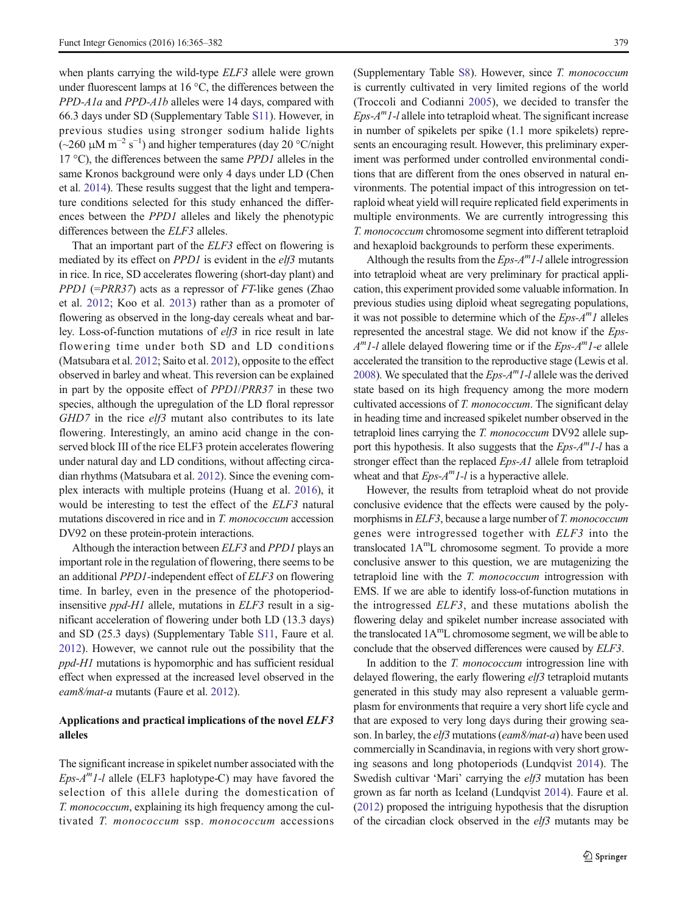when plants carrying the wild-type *ELF3* allele were grown under fluorescent lamps at 16 °C, the differences between the *PPD-A1a* and *PPD-A1b* alleles were 14 days, compared with 66.3 days under SD (Supplementary Table S11). However, in previous studies using stronger sodium halide lights (~260 μM $m^{-2}$ $s^{-1}$) and higher temperatures (day 20 °C/night 17 °C), the differences between the same *PPD1* alleles in the same Kronos background were only 4 days under LD (Chen et al. 2014). These results suggest that the light and temperature conditions selected for this study enhanced the differences between the *PPD1* alleles and likely the phenotypic differences between the *ELF3* alleles.

That an important part of the *ELF3* effect on flowering is mediated by its effect on *PPD1* is evident in the *elf3* mutants in rice. In rice, SD accelerates flowering (short-day plant) and *PPD1* (=*PRR37*) acts as a repressor of *FT*-like genes (Zhao et al. 2012; Koo et al. 2013) rather than as a promoter of flowering as observed in the long-day cereals wheat and barley. Loss-of-function mutations of *elf3* in rice result in late flowering time under both SD and LD conditions (Matsubara et al. 2012; Saito et al. 2012), opposite to the effect observed in barley and wheat. This reversion can be explained in part by the opposite effect of *PPD1*/*PRR37* in these two species, although the upregulation of the LD floral repressor *GHD7* in the rice *elf3* mutant also contributes to its late flowering. Interestingly, an amino acid change in the conserved block III of the rice ELF3 protein accelerates flowering under natural day and LD conditions, without affecting circadian rhythms (Matsubara et al. 2012). Since the evening complex interacts with multiple proteins (Huang et al. 2016), it would be interesting to test the effect of the *ELF3* natural mutations discovered in rice and in *T. monococcum* accession DV92 on these protein-protein interactions.

Although the interaction between *ELF3* and *PPD1* plays an important role in the regulation of flowering, there seems to be an additional *PPD1*-independent effect of *ELF3* on flowering time. In barley, even in the presence of the photoperiod-insensitive *ppd-H1* allele, mutations in *ELF3* result in a significant acceleration of flowering under both LD (13.3 days) and SD (25.3 days) (Supplementary Table S11, Faure et al. 2012). However, we cannot rule out the possibility that the *ppd-H1* mutations is hypomorphic and has sufficient residual effect when expressed at the increased level observed in the *eam8/mat-a* mutants (Faure et al. 2012).

## Applications and practical implications of the novel *ELF3* alleles

The significant increase in spikelet number associated with the *Eps-A^m1-l* allele (ELF3 haplotype-C) may have favored the selection of this allele during the domestication of *T. monococcum*, explaining its high frequency among the cultivated *T. monococcum* ssp. *monococcum* accessions (Supplementary Table S8). However, since *T. monococcum* is currently cultivated in very limited regions of the world (Troccoli and Codianni 2005), we decided to transfer the *Eps-A^m1-l* allele into tetraploid wheat. The significant increase in number of spikelets per spike (1.1 more spikelets) represents an encouraging result. However, this preliminary experiment was performed under controlled environmental conditions that are different from the ones observed in natural environments. The potential impact of this introgression on tetraploid wheat yield will require replicated field experiments in multiple environments. We are currently introgressing this *T. monococcum* chromosome segment into different tetraploid and hexaploid backgrounds to perform these experiments.

Although the results from the *Eps-A^m1-l* allele introgression into tetraploid wheat are very preliminary for practical application, this experiment provided some valuable information. In previous studies using diploid wheat segregating populations, it was not possible to determine which of the *Eps-A^m1* alleles represented the ancestral stage. We did not know if the *Eps-A^m1-l* allele delayed flowering time or if the *Eps-A^m1-e* allele accelerated the transition to the reproductive stage (Lewis et al. 2008). We speculated that the *Eps-A^m1-l* allele was the derived state based on its high frequency among the more modern cultivated accessions of *T. monococcum*. The significant delay in heading time and increased spikelet number observed in the tetraploid lines carrying the *T. monococcum* DV92 allele support this hypothesis. It also suggests that the *Eps-A^m1-l* has a stronger effect than the replaced *Eps-A1* allele from tetraploid wheat and that *Eps-A^m1-l* is a hyperactive allele.

However, the results from tetraploid wheat do not provide conclusive evidence that the effects were caused by the polymorphisms in *ELF3*, because a large number of *T. monococcum* genes were introgressed together with *ELF3* into the translocated 1A^mL chromosome segment. To provide a more conclusive answer to this question, we are mutagenizing the tetraploid line with the *T. monococcum* introgression with EMS. If we are able to identify loss-of-function mutations in the introgressed *ELF3*, and these mutations abolish the flowering delay and spikelet number increase associated with the translocated 1A^mL chromosome segment, we will be able to conclude that the observed differences were caused by *ELF3*.

In addition to the *T. monococcum* introgression line with delayed flowering, the early flowering *elf3* tetraploid mutants generated in this study may also represent a valuable germplasm for environments that require a very short life cycle and that are exposed to very long days during their growing season. In barley, the *elf3* mutations (*eam8/mat-a*) have been used commercially in Scandinavia, in regions with very short growing seasons and long photoperiods (Lundqvist 2014). The Swedish cultivar 'Mari' carrying the *elf3* mutation has been grown as far north as Iceland (Lundqvist 2014). Faure et al. (2012) proposed the intriguing hypothesis that the disruption of the circadian clock observed in the *elf3* mutants may be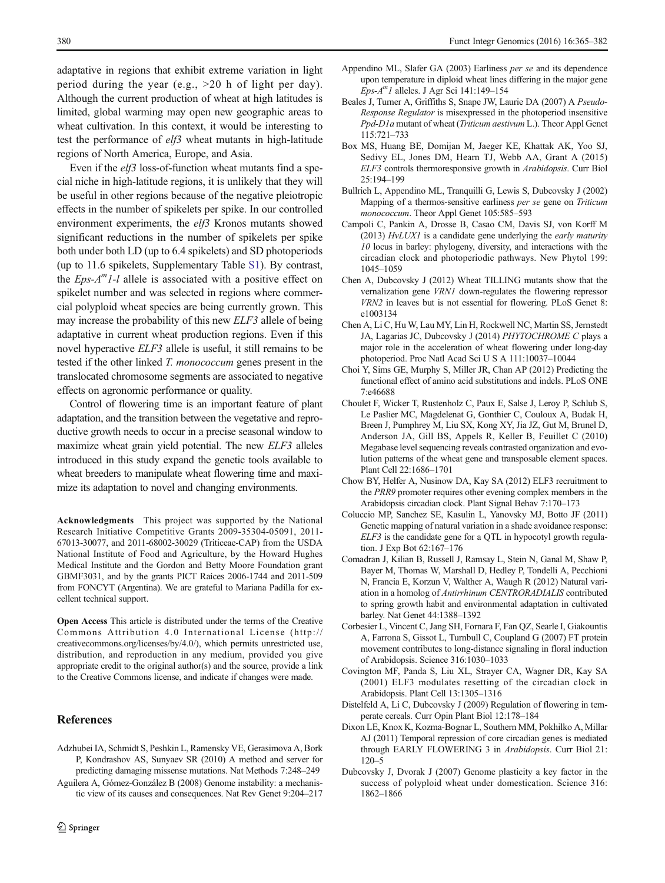adaptative in regions that exhibit extreme variation in light period during the year (e.g., >20 h of light per day). Although the current production of wheat at high latitudes is limited, global warming may open new geographic areas to wheat cultivation. In this context, it would be interesting to test the performance of *elf3* wheat mutants in high-latitude regions of North America, Europe, and Asia.

Even if the *elf3* loss-of-function wheat mutants find a special niche in high-latitude regions, it is unlikely that they will be useful in other regions because of the negative pleiotropic effects in the number of spikelets per spike. In our controlled environment experiments, the *elf3* Kronos mutants showed significant reductions in the number of spikelets per spike both under both LD (up to 6.4 spikelets) and SD photoperiods (up to 11.6 spikelets, Supplementary Table S1). By contrast, the *Eps-A$^m$1-l* allele is associated with a positive effect on spikelet number and was selected in regions where commercial polyploid wheat species are being currently grown. This may increase the probability of this new *ELF3* allele of being adaptative in current wheat production regions. Even if this novel hyperactive *ELF3* allele is useful, it still remains to be tested if the other linked *T. monococcum* genes present in the translocated chromosome segments are associated to negative effects on agronomic performance or quality.

Control of flowering time is an important feature of plant adaptation, and the transition between the vegetative and reproductive growth needs to occur in a precise seasonal window to maximize wheat grain yield potential. The new *ELF3* alleles introduced in this study expand the genetic tools available to wheat breeders to manipulate wheat flowering time and maximize its adaptation to novel and changing environments.

**Acknowledgments** This project was supported by the National Research Initiative Competitive Grants 2009-35304-05091, 2011-67013-30077, and 2011-68002-30029 (Triticeae-CAP) from the USDA National Institute of Food and Agriculture, by the Howard Hughes Medical Institute and the Gordon and Betty Moore Foundation grant GBMF3031, and by the grants PICT Raíces 2006-1744 and 2011-509 from FONCYT (Argentina). We are grateful to Mariana Padilla for excellent technical support.

**Open Access** This article is distributed under the terms of the Creative Commons Attribution 4.0 International License (http://creativecommons.org/licenses/by/4.0/), which permits unrestricted use, distribution, and reproduction in any medium, provided you give appropriate credit to the original author(s) and the source, provide a link to the Creative Commons license, and indicate if changes were made.

## References

Adzhubei IA, Schmidt S, Peshkin L, Ramensky VE, Gerasimova A, Bork P, Kondrashov AS, Sunyaev SR (2010) A method and server for predicting damaging missense mutations. Nat Methods 7:248–249

Aguilera A, Gómez-González B (2008) Genome instability: a mechanistic view of its causes and consequences. Nat Rev Genet 9:204–217

Appendino ML, Slafer GA (2003) Earliness *per se* and its dependence upon temperature in diploid wheat lines differing in the major gene *Eps-A$^m$1* alleles. J Agr Sci 141:149–154

Beales J, Turner A, Griffiths S, Snape JW, Laurie DA (2007) A *Pseudo-Response Regulator* is misexpressed in the photoperiod insensitive *Ppd-D1a* mutant of wheat (*Triticum aestivum* L.). Theor Appl Genet 115:721–733

Box MS, Huang BE, Domijan M, Jaeger KE, Khattak AK, Yoo SJ, Sedivy EL, Jones DM, Hearn TJ, Webb AA, Grant A (2015) *ELF3* controls thermoresponsive growth in *Arabidopsis*. Curr Biol 25:194–199

Bullrich L, Appendino ML, Tranquilli G, Lewis S, Dubcovsky J (2002) Mapping of a thermos-sensitive earliness *per se* gene on *Triticum monococcum*. Theor Appl Genet 105:585–593

Campoli C, Pankin A, Drosse B, Casao CM, Davis SJ, von Korff M (2013) *HvLUX1* is a candidate gene underlying the *early maturity 10* locus in barley: phylogeny, diversity, and interactions with the circadian clock and photoperiodic pathways. New Phytol 199: 1045–1059

Chen A, Dubcovsky J (2012) Wheat TILLING mutants show that the vernalization gene *VRN1* down-regulates the flowering repressor *VRN2* in leaves but is not essential for flowering. PLoS Genet 8: e1003134

Chen A, Li C, Hu W, Lau MY, Lin H, Rockwell NC, Martin SS, Jernstedt JA, Lagarias JC, Dubcovsky J (2014) *PHYTOCHROME C* plays a major role in the acceleration of wheat flowering under long-day photoperiod. Proc Natl Acad Sci U S A 111:10037–10044

Choi Y, Sims GE, Murphy S, Miller JR, Chan AP (2012) Predicting the functional effect of amino acid substitutions and indels. PLoS ONE 7:e46688

Choulet F, Wicker T, Rustenholz C, Paux E, Salse J, Leroy P, Schlub S, Le Paslier MC, Magdelenat G, Gonthier C, Couloux A, Budak H, Breen J, Pumphrey M, Liu SX, Kong XY, Jia JZ, Gut M, Brunel D, Anderson JA, Gill BS, Appels R, Keller B, Feuillet C (2010) Megabase level sequencing reveals contrasted organization and evolution patterns of the wheat gene and transposable element spaces. Plant Cell 22:1686–1701

Chow BY, Helfer A, Nusinow DA, Kay SA (2012) ELF3 recruitment to the *PRR9* promoter requires other evening complex members in the Arabidopsis circadian clock. Plant Signal Behav 7:170–173

Coluccio MP, Sanchez SE, Kasulin L, Yanovsky MJ, Botto JF (2011) Genetic mapping of natural variation in a shade avoidance response: *ELF3* is the candidate gene for a QTL in hypocotyl growth regulation. J Exp Bot 62:167–176

Comadran J, Kilian B, Russell J, Ramsay L, Stein N, Ganal M, Shaw P, Bayer M, Thomas W, Marshall D, Hedley P, Tondelli A, Pecchioni N, Francia E, Korzun V, Walther A, Waugh R (2012) Natural variation in a homolog of *Antirrhinum CENTRORADIALIS* contributed to spring growth habit and environmental adaptation in cultivated barley. Nat Genet 44:1388–1392

Corbesier L, Vincent C, Jang SH, Fornara F, Fan QZ, Searle I, Giakountis A, Farrona S, Gissot L, Turnbull C, Coupland G (2007) FT protein movement contributes to long-distance signaling in floral induction of Arabidopsis. Science 316:1030–1033

Covington MF, Panda S, Liu XL, Strayer CA, Wagner DR, Kay SA (2001) ELF3 modulates resetting of the circadian clock in Arabidopsis. Plant Cell 13:1305–1316

Distelfeld A, Li C, Dubcovsky J (2009) Regulation of flowering in temperate cereals. Curr Opin Plant Biol 12:178–184

Dixon LE, Knox K, Kozma-Bognar L, Southern MM, Pokhilko A, Millar AJ (2011) Temporal repression of core circadian genes is mediated through EARLY FLOWERING 3 in *Arabidopsis*. Curr Biol 21: 120–5

Dubcovsky J, Dvorak J (2007) Genome plasticity a key factor in the success of polyploid wheat under domestication. Science 316: 1862–1866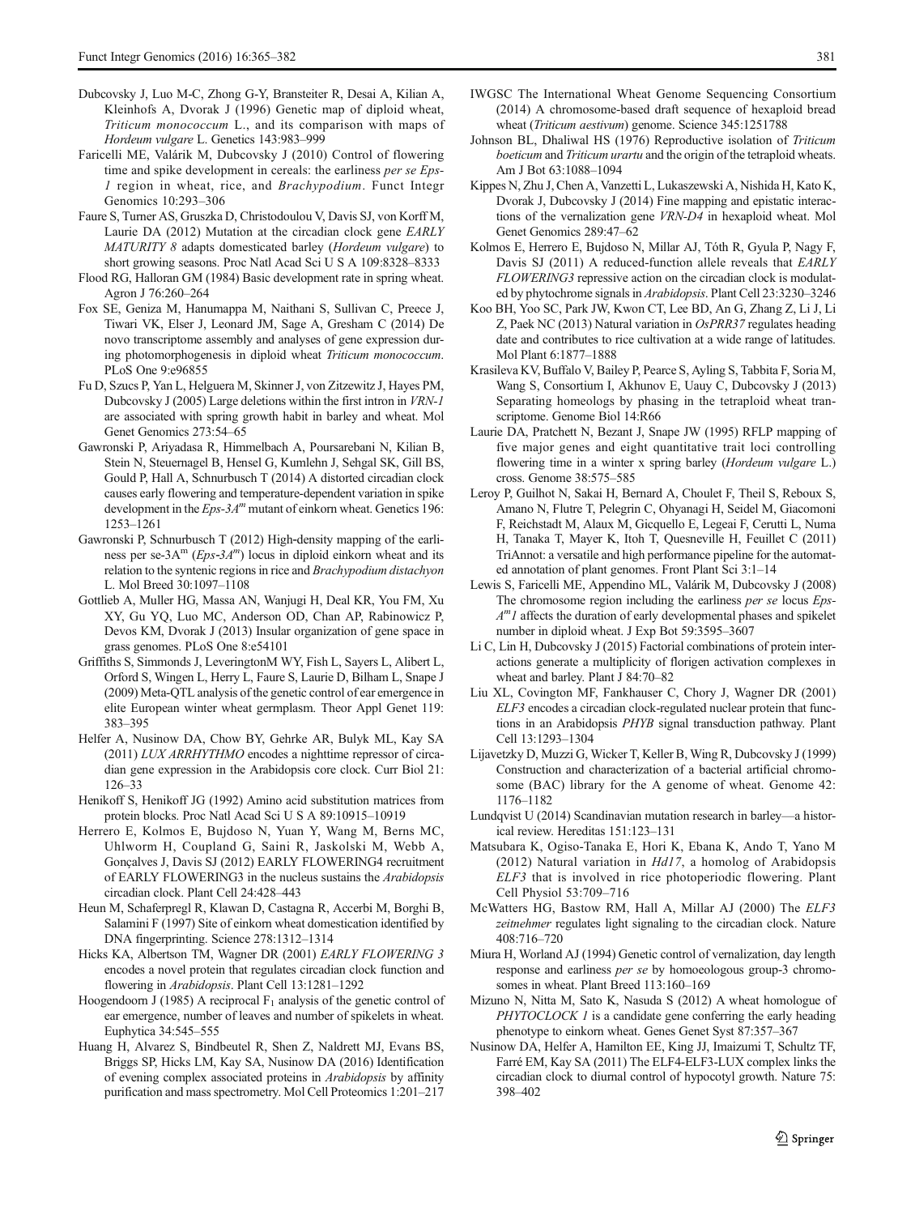Dubcovsky J, Luo M-C, Zhong G-Y, Bransteiter R, Desai A, Kilian A, Kleinhofs A, Dvorak J (1996) Genetic map of diploid wheat, *Triticum monococcum* L., and its comparison with maps of *Hordeum vulgare* L. Genetics 143:983–999

Faricelli ME, Valárik M, Dubcovsky J (2010) Control of flowering time and spike development in cereals: the earliness *per se Eps-1* region in wheat, rice, and *Brachypodium*. Funct Integr Genomics 10:293–306

Faure S, Turner AS, Gruszka D, Christodoulou V, Davis SJ, von Korff M, Laurie DA (2012) Mutation at the circadian clock gene *EARLY MATURITY 8* adapts domesticated barley (*Hordeum vulgare*) to short growing seasons. Proc Natl Acad Sci U S A 109:8328–8333

Flood RG, Halloran GM (1984) Basic development rate in spring wheat. Agron J 76:260–264

Fox SE, Geniza M, Hanumappa M, Naithani S, Sullivan C, Preece J, Tiwari VK, Elser J, Leonard JM, Sage A, Gresham C (2014) De novo transcriptome assembly and analyses of gene expression during photomorphogenesis in diploid wheat *Triticum monococcum*. PLoS One 9:e96855

Fu D, Szucs P, Yan L, Helguera M, Skinner J, von Zitzewitz J, Hayes PM, Dubcovsky J (2005) Large deletions within the first intron in *VRN-1* are associated with spring growth habit in barley and wheat. Mol Genet Genomics 273:54–65

Gawronski P, Ariyadasa R, Himmelbach A, Poursarebani N, Kilian B, Stein N, Steuernagel B, Hensel G, Kumlehn J, Sehgal SK, Gill BS, Gould P, Hall A, Schnurbusch T (2014) A distorted circadian clock causes early flowering and temperature-dependent variation in spike development in the *Eps-3A*$^{m}$ mutant of einkorn wheat. Genetics 196: 1253–1261

Gawronski P, Schnurbusch T (2012) High-density mapping of the earliness per se-3A$^{m}$ (*Eps-3A*$^{m}$) locus in diploid einkorn wheat and its relation to the syntenic regions in rice and *Brachypodium distachyon* L. Mol Breed 30:1097–1108

Gottlieb A, Muller HG, Massa AN, Wanjugi H, Deal KR, You FM, Xu XY, Gu YQ, Luo MC, Anderson OD, Chan AP, Rabinowicz P, Devos KM, Dvorak J (2013) Insular organization of gene space in grass genomes. PLoS One 8:e54101

Griffiths S, Simmonds J, LeveringtonM WY, Fish L, Sayers L, Alibert L, Orford S, Wingen L, Herry L, Faure S, Laurie D, Bilham L, Snape J (2009) Meta-QTL analysis of the genetic control of ear emergence in elite European winter wheat germplasm. Theor Appl Genet 119: 383–395

Helfer A, Nusinow DA, Chow BY, Gehrke AR, Bulyk ML, Kay SA (2011) *LUX ARRHYTHMO* encodes a nighttime repressor of circadian gene expression in the Arabidopsis core clock. Curr Biol 21: 126–33

Henikoff S, Henikoff JG (1992) Amino acid substitution matrices from protein blocks. Proc Natl Acad Sci U S A 89:10915–10919

Herrero E, Kolmos E, Bujdoso N, Yuan Y, Wang M, Berns MC, Uhlworm H, Coupland G, Saini R, Jaskolski M, Webb A, Gonçalves J, Davis SJ (2012) EARLY FLOWERING4 recruitment of EARLY FLOWERING3 in the nucleus sustains the *Arabidopsis* circadian clock. Plant Cell 24:428–443

Heun M, Schaferpregl R, Klawan D, Castagna R, Accerbi M, Borghi B, Salamini F (1997) Site of einkorn wheat domestication identified by DNA fingerprinting. Science 278:1312–1314

Hicks KA, Albertson TM, Wagner DR (2001) *EARLY FLOWERING 3* encodes a novel protein that regulates circadian clock function and flowering in *Arabidopsis*. Plant Cell 13:1281–1292

Hoogendoorn J (1985) A reciprocal $F_1$ analysis of the genetic control of ear emergence, number of leaves and number of spikelets in wheat. Euphytica 34:545–555

Huang H, Alvarez S, Bindbeutel R, Shen Z, Naldrett MJ, Evans BS, Briggs SP, Hicks LM, Kay SA, Nusinow DA (2016) Identification of evening complex associated proteins in *Arabidopsis* by affinity purification and mass spectrometry. Mol Cell Proteomics 1:201–217

IWGSC The International Wheat Genome Sequencing Consortium (2014) A chromosome-based draft sequence of hexaploid bread wheat (*Triticum aestivum*) genome. Science 345:1251788

Johnson BL, Dhaliwal HS (1976) Reproductive isolation of *Triticum boeticum* and *Triticum urartu* and the origin of the tetraploid wheats. Am J Bot 63:1088–1094

Kippes N, Zhu J, Chen A, Vanzetti L, Lukaszewski A, Nishida H, Kato K, Dvorak J, Dubcovsky J (2014) Fine mapping and epistatic interactions of the vernalization gene *VRN-D4* in hexaploid wheat. Mol Genet Genomics 289:47–62

Kolmos E, Herrero E, Bujdoso N, Millar AJ, Tóth R, Gyula P, Nagy F, Davis SJ (2011) A reduced-function allele reveals that *EARLY FLOWERING3* repressive action on the circadian clock is modulated by phytochrome signals in *Arabidopsis*. Plant Cell 23:3230–3246

Koo BH, Yoo SC, Park JW, Kwon CT, Lee BD, An G, Zhang Z, Li J, Li Z, Paek NC (2013) Natural variation in *OsPRR37* regulates heading date and contributes to rice cultivation at a wide range of latitudes. Mol Plant 6:1877–1888

Krasileva KV, Buffalo V, Bailey P, Pearce S, Ayling S, Tabbita F, Soria M, Wang S, Consortium I, Akhunov E, Uauy C, Dubcovsky J (2013) Separating homeologs by phasing in the tetraploid wheat transcriptome. Genome Biol 14:R66

Laurie DA, Pratchett N, Bezant J, Snape JW (1995) RFLP mapping of five major genes and eight quantitative trait loci controlling flowering time in a winter x spring barley (*Hordeum vulgare* L.) cross. Genome 38:575–585

Leroy P, Guilhot N, Sakai H, Bernard A, Choulet F, Theil S, Reboux S, Amano N, Flutre T, Pelegrin C, Ohyanagi H, Seidel M, Giacomoni F, Reichstadt M, Alaux M, Gicquello E, Legeai F, Cerutti L, Numa H, Tanaka T, Mayer K, Itoh T, Quesneville H, Feuillet C (2011) TriAnnot: a versatile and high performance pipeline for the automated annotation of plant genomes. Front Plant Sci 3:1–14

Lewis S, Faricelli ME, Appendino ML, Valárik M, Dubcovsky J (2008) The chromosome region including the earliness *per se* locus *Eps-A*$^{m}$*1* affects the duration of early developmental phases and spikelet number in diploid wheat. J Exp Bot 59:3595–3607

Li C, Lin H, Dubcovsky J (2015) Factorial combinations of protein interactions generate a multiplicity of florigen activation complexes in wheat and barley. Plant J 84:70–82

Liu XL, Covington MF, Fankhauser C, Chory J, Wagner DR (2001) *ELF3* encodes a circadian clock-regulated nuclear protein that functions in an Arabidopsis *PHYB* signal transduction pathway. Plant Cell 13:1293–1304

Lijavetzky D, Muzzi G, Wicker T, Keller B, Wing R, Dubcovsky J (1999) Construction and characterization of a bacterial artificial chromosome (BAC) library for the A genome of wheat. Genome 42: 1176–1182

Lundqvist U (2014) Scandinavian mutation research in barley—a historical review. Hereditas 151:123–131

Matsubara K, Ogiso-Tanaka E, Hori K, Ebana K, Ando T, Yano M (2012) Natural variation in *Hd17*, a homolog of Arabidopsis *ELF3* that is involved in rice photoperiodic flowering. Plant Cell Physiol 53:709–716

McWatters HG, Bastow RM, Hall A, Millar AJ (2000) The *ELF3 zeitnehmer* regulates light signaling to the circadian clock. Nature 408:716–720

Miura H, Worland AJ (1994) Genetic control of vernalization, day length response and earliness *per se* by homoeologous group-3 chromosomes in wheat. Plant Breed 113:160–169

Mizuno N, Nitta M, Sato K, Nasuda S (2012) A wheat homologue of *PHYTOCLOCK 1* is a candidate gene conferring the early heading phenotype to einkorn wheat. Genes Genet Syst 87:357–367

Nusinow DA, Helfer A, Hamilton EE, King JJ, Imaizumi T, Schultz TF, Farré EM, Kay SA (2011) The ELF4-ELF3-LUX complex links the circadian clock to diurnal control of hypocotyl growth. Nature 75: 398–402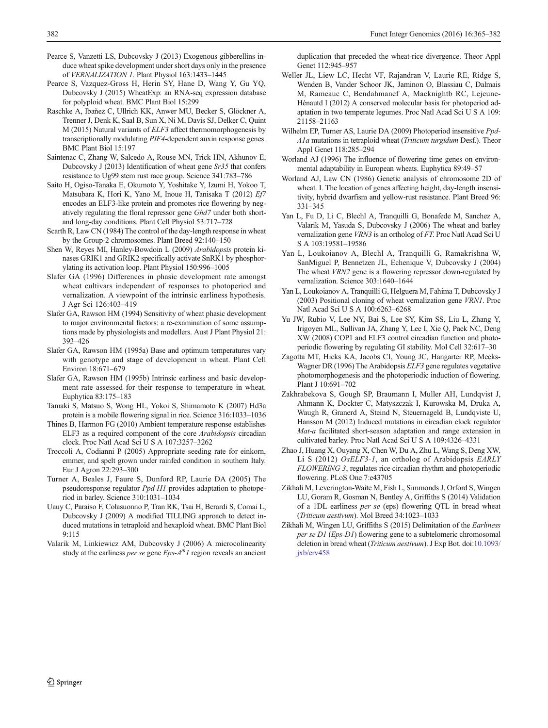Pearce S, Vanzetti LS, Dubcovsky J (2013) Exogenous gibberellins induce wheat spike development under short days only in the presence of *VERNALIZATION 1*. Plant Physiol 163:1433–1445

Pearce S, Vazquez-Gross H, Herin SY, Hane D, Wang Y, Gu YQ, Dubcovsky J (2015) WheatExp: an RNA-seq expression database for polyploid wheat. BMC Plant Biol 15:299

Raschke A, Ibañez C, Ullrich KK, Anwer MU, Becker S, Glöckner A, Trenner J, Denk K, Saal B, Sun X, Ni M, Davis SJ, Delker C, Quint M (2015) Natural variants of *ELF3* affect thermomorphogenesis by transcriptionally modulating *PIF4*-dependent auxin response genes. BMC Plant Biol 15:197

Saintenac C, Zhang W, Salcedo A, Rouse MN, Trick HN, Akhunov E, Dubcovsky J (2013) Identification of wheat gene *Sr35* that confers resistance to Ug99 stem rust race group. Science 341:783–786

Saito H, Ogiso-Tanaka E, Okumoto Y, Yoshitake Y, Izumi H, Yokoo T, Matsubara K, Hori K, Yano M, Inoue H, Tanisaka T (2012) *Ef7* encodes an ELF3-like protein and promotes rice flowering by negatively regulating the floral repressor gene *Ghd7* under both short- and long-day conditions. Plant Cell Physiol 53:717–728

Scarth R, Law CN (1984) The control of the day-length response in wheat by the Group-2 chromosomes. Plant Breed 92:140–150

Shen W, Reyes MI, Hanley-Bowdoin L (2009) *Arabidopsis* protein kinases GRIK1 and GRIK2 specifically activate SnRK1 by phosphorylating its activation loop. Plant Physiol 150:996–1005

Slafer GA (1996) Differences in phasic development rate amongst wheat cultivars independent of responses to photoperiod and vernalization. A viewpoint of the intrinsic earliness hypothesis. J Agr Sci 126:403–419

Slafer GA, Rawson HM (1994) Sensitivity of wheat phasic development to major environmental factors: a re-examination of some assumptions made by physiologists and modellers. Aust J Plant Physiol 21: 393–426

Slafer GA, Rawson HM (1995a) Base and optimum temperatures vary with genotype and stage of development in wheat. Plant Cell Environ 18:671–679

Slafer GA, Rawson HM (1995b) Intrinsic earliness and basic development rate assessed for their response to temperature in wheat. Euphytica 83:175–183

Tamaki S, Matsuo S, Wong HL, Yokoi S, Shimamoto K (2007) Hd3a protein is a mobile flowering signal in rice. Science 316:1033–1036

Thines B, Harmon FG (2010) Ambient temperature response establishes ELF3 as a required component of the core *Arabidopsis* circadian clock. Proc Natl Acad Sci U S A 107:3257–3262

Troccoli A, Codianni P (2005) Appropriate seeding rate for einkorn, emmer, and spelt grown under rainfed condition in southern Italy. Eur J Agron 22:293–300

Turner A, Beales J, Faure S, Dunford RP, Laurie DA (2005) The pseudoresponse regulator *Ppd-H1* provides adaptation to photoperiod in barley. Science 310:1031–1034

Uauy C, Paraiso F, Colasuonno P, Tran RK, Tsai H, Berardi S, Comai L, Dubcovsky J (2009) A modified TILLING approach to detect induced mutations in tetraploid and hexaploid wheat. BMC Plant Biol 9:115

Valarik M, Linkiewicz AM, Dubcovsky J (2006) A microcolinearity study at the earliness *per se* gene *Eps-A$^m$1* region reveals an ancient duplication that preceded the wheat-rice divergence. Theor Appl Genet 112:945–957

Weller JL, Liew LC, Hecht VF, Rajandran V, Laurie RE, Ridge S, Wenden B, Vander Schoor JK, Jaminon O, Blassiau C, Dalmais M, Rameauc C, Bendahmanef A, Macknightb RC, Lejeune-Hénautd I (2012) A conserved molecular basis for photoperiod adaptation in two temperate legumes. Proc Natl Acad Sci U S A 109: 21158–21163

Wilhelm EP, Turner AS, Laurie DA (2009) Photoperiod insensitive *Ppd-A1a* mutations in tetraploid wheat (*Triticum turgidum* Desf.). Theor Appl Genet 118:285–294

Worland AJ (1996) The influence of flowering time genes on environmental adaptability in European wheats. Euphytica 89:49–57

Worland AJ, Law CN (1986) Genetic analysis of chromosome 2D of wheat. I. The location of genes affecting height, day-length insensitivity, hybrid dwarfism and yellow-rust resistance. Plant Breed 96: 331–345

Yan L, Fu D, Li C, Blechl A, Tranquilli G, Bonafede M, Sanchez A, Valarik M, Yasuda S, Dubcovsky J (2006) The wheat and barley vernalization gene *VRN3* is an ortholog of *FT*. Proc Natl Acad Sci U S A 103:19581–19586

Yan L, Loukoianov A, Blechl A, Tranquilli G, Ramakrishna W, SanMiguel P, Bennetzen JL, Echenique V, Dubcovsky J (2004) The wheat *VRN2* gene is a flowering repressor down-regulated by vernalization. Science 303:1640–1644

Yan L, Loukoianov A, Tranquilli G, Helguera M, Fahima T, Dubcovsky J (2003) Positional cloning of wheat vernalization gene *VRN1*. Proc Natl Acad Sci U S A 100:6263–6268

Yu JW, Rubio V, Lee NY, Bai S, Lee SY, Kim SS, Liu L, Zhang Y, Irigoyen ML, Sullivan JA, Zhang Y, Lee I, Xie Q, Paek NC, Deng XW (2008) COP1 and ELF3 control circadian function and photoperiodic flowering by regulating GI stability. Mol Cell 32:617–30

Zagotta MT, Hicks KA, Jacobs CI, Young JC, Hangarter RP, Meeks-Wagner DR (1996) The Arabidopsis *ELF3* gene regulates vegetative photomorphogenesis and the photoperiodic induction of flowering. Plant J 10:691–702

Zakhrabekova S, Gough SP, Braumann I, Muller AH, Lundqvist J, Ahmann K, Dockter C, Matyszczak I, Kurowska M, Druka A, Waugh R, Granerd A, Steind N, Steuernageld B, Lundqviste U, Hansson M (2012) Induced mutations in circadian clock regulator *Mat-a* facilitated short-season adaptation and range extension in cultivated barley. Proc Natl Acad Sci U S A 109:4326–4331

Zhao J, Huang X, Ouyang X, Chen W, Du A, Zhu L, Wang S, Deng XW, Li S (2012) *OsELF3-1*, an ortholog of Arabidopsis *EARLY FLOWERING 3*, regulates rice circadian rhythm and photoperiodic flowering. PLoS One 7:e43705

Zikhali M, Leverington-Waite M, Fish L, Simmonds J, Orford S, Wingen LU, Goram R, Gosman N, Bentley A, Griffiths S (2014) Validation of a 1DL earliness *per se* (eps) flowering QTL in bread wheat (*Triticum aestivum*). Mol Breed 34:1023–1033

Zikhali M, Wingen LU, Griffiths S (2015) Delimitation of the *Earliness per se D1* (*Eps-D1*) flowering gene to a subtelomeric chromosomal deletion in bread wheat (*Triticum aestivum*). J Exp Bot. doi:10.1093/jxb/erv458